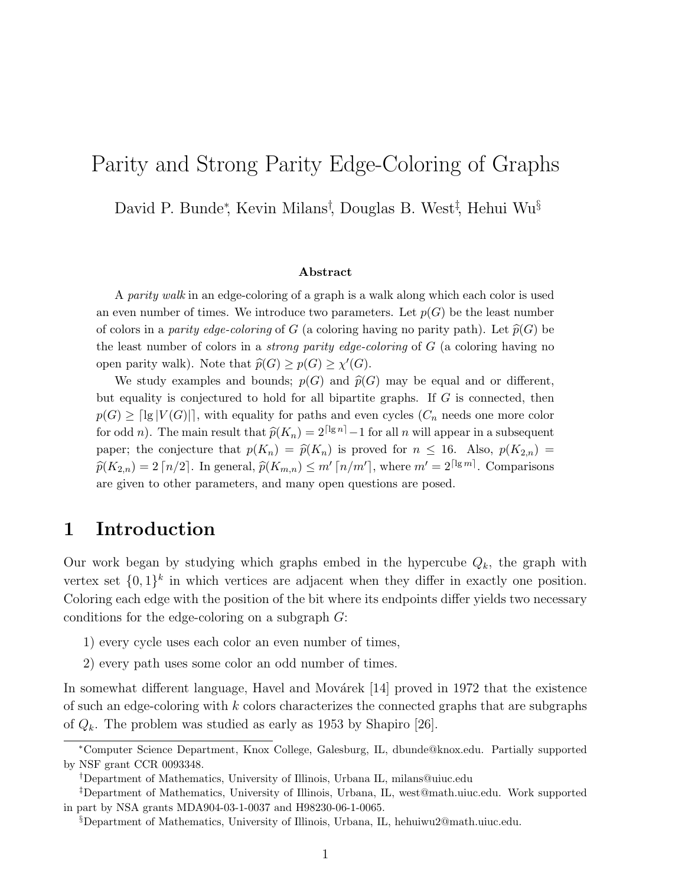# Parity and Strong Parity Edge-Coloring of Graphs

David P. Bunde[*], Kevin Milans[†], Douglas B. West[‡], Hehui Wu[§]

### Abstract

A *parity walk* in an edge-coloring of a graph is a walk along which each color is used an even number of times. We introduce two parameters. Let $p(G)$ be the least number of colors in a *parity edge-coloring* of $G$ (a coloring having no parity path). Let $\widehat{p}(G)$ be the least number of colors in a *strong parity edge-coloring* of $G$ (a coloring having no open parity walk). Note that $\widehat{p}(G) \geq p(G) \geq \chi'(G)$.

We study examples and bounds; $p(G)$ and $\widehat{p}(G)$ may be equal and or different, but equality is conjectured to hold for all bipartite graphs. If $G$ is connected, then $p(G) \geq \lceil \lg |V(G)| \rceil$, with equality for paths and even cycles ($C_n$ needs one more color for odd $n$). The main result that $\widehat{p}(K_n) = 2^{\lceil \lg n \rceil} - 1$ for all $n$ will appear in a subsequent paper; the conjecture that $p(K_n) = \widehat{p}(K_n)$ is proved for $n \leq 16$. Also, $p(K_{2,n}) = \widehat{p}(K_{2,n}) = 2\lceil n/2 \rceil$. In general, $\widehat{p}(K_{m,n}) \leq m' \lceil n/m' \rceil$, where $m' = 2^{\lceil \lg m \rceil}$. Comparisons are given to other parameters, and many open questions are posed.

## 1 Introduction

Our work began by studying which graphs embed in the hypercube $Q_k$, the graph with vertex set $\{0,1\}^k$ in which vertices are adjacent when they differ in exactly one position. Coloring each edge with the position of the bit where its endpoints differ yields two necessary conditions for the edge-coloring on a subgraph $G$:

1) every cycle uses each color an even number of times,

2) every path uses some color an odd number of times.

In somewhat different language, Havel and Movárek [14] proved in 1972 that the existence of such an edge-coloring with $k$ colors characterizes the connected graphs that are subgraphs of $Q_k$. The problem was studied as early as 1953 by Shapiro [26].

---

[*] Computer Science Department, Knox College, Galesburg, IL, dbunde@knox.edu. Partially supported by NSF grant CCR 0093348.

[†] Department of Mathematics, University of Illinois, Urbana IL, milans@uiuc.edu

[‡] Department of Mathematics, University of Illinois, Urbana, IL, west@math.uiuc.edu. Work supported in part by NSA grants MDA904-03-1-0037 and H98230-06-1-0065.

[§] Department of Mathematics, University of Illinois, Urbana, IL, hehuiwu2@math.uiuc.edu.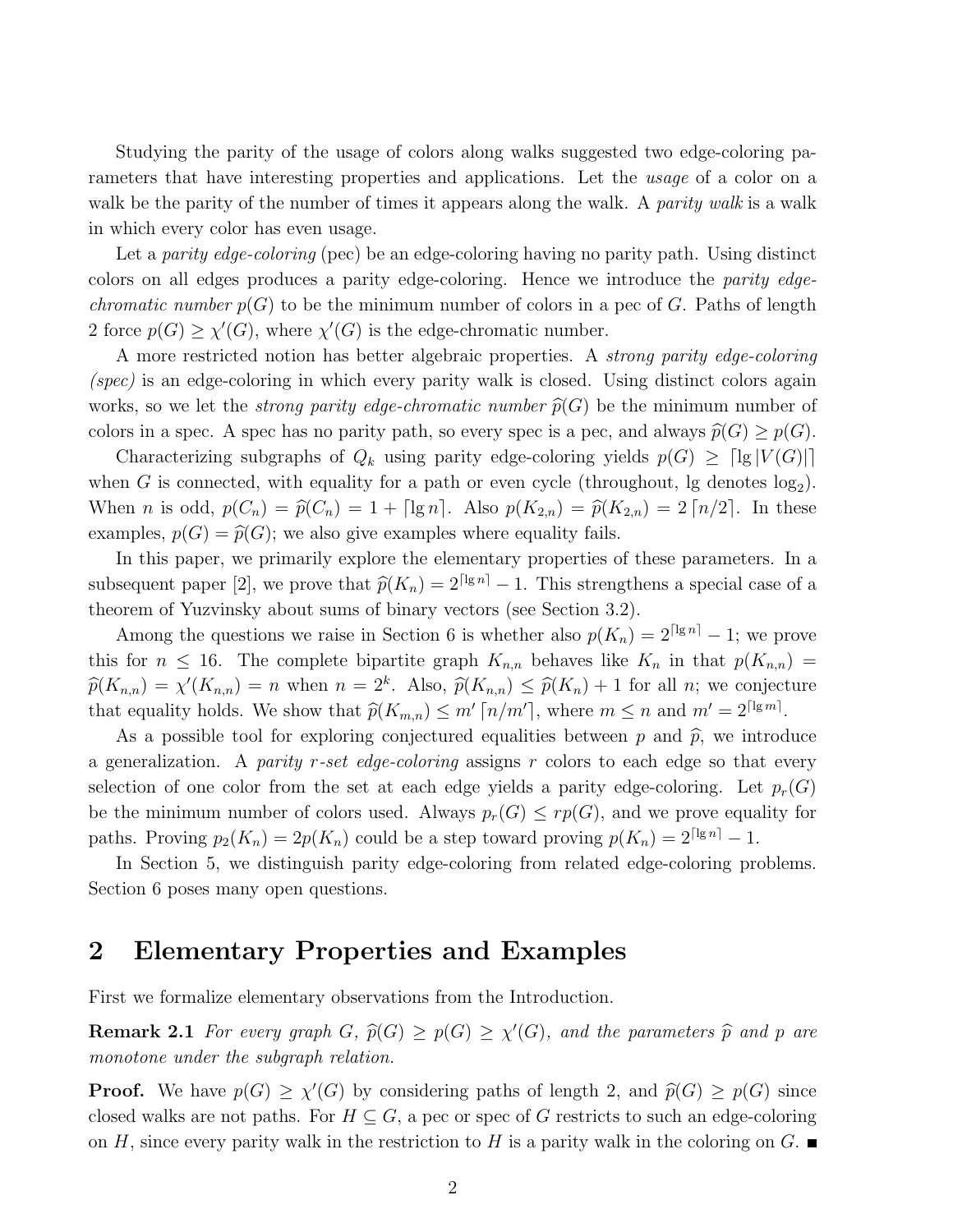Studying the parity of the usage of colors along walks suggested two edge-coloring parameters that have interesting properties and applications. Let the *usage* of a color on a walk be the parity of the number of times it appears along the walk. A *parity walk* is a walk in which every color has even usage.

Let a *parity edge-coloring* (pec) be an edge-coloring having no parity path. Using distinct colors on all edges produces a parity edge-coloring. Hence we introduce the *parity edge-chromatic number* $p(G)$ to be the minimum number of colors in a pec of $G$. Paths of length 2 force $p(G) \geq \chi'(G)$, where $\chi'(G)$ is the edge-chromatic number.

A more restricted notion has better algebraic properties. A *strong parity edge-coloring (spec)* is an edge-coloring in which every parity walk is closed. Using distinct colors again works, so we let the *strong parity edge-chromatic number* $\widehat{p}(G)$ be the minimum number of colors in a spec. A spec has no parity path, so every spec is a pec, and always $\widehat{p}(G) \geq p(G)$.

Characterizing subgraphs of $Q_k$ using parity edge-coloring yields $p(G) \geq \lceil \lg |V(G)| \rceil$ when $G$ is connected, with equality for a path or even cycle (throughout, lg denotes $\log_2$). When $n$ is odd, $p(C_n) = \widehat{p}(C_n) = 1 + \lceil \lg n \rceil$. Also $p(K_{2,n}) = \widehat{p}(K_{2,n}) = 2\lceil n/2 \rceil$. In these examples, $p(G) = \widehat{p}(G)$; we also give examples where equality fails.

In this paper, we primarily explore the elementary properties of these parameters. In a subsequent paper [2], we prove that $\widehat{p}(K_n) = 2^{\lceil \lg n \rceil} - 1$. This strengthens a special case of a theorem of Yuzvinsky about sums of binary vectors (see Section 3.2).

Among the questions we raise in Section 6 is whether also $p(K_n) = 2^{\lceil \lg n \rceil} - 1$; we prove this for $n \leq 16$. The complete bipartite graph $K_{n,n}$ behaves like $K_n$ in that $p(K_{n,n}) = \widehat{p}(K_{n,n}) = \chi'(K_{n,n}) = n$ when $n = 2^k$. Also, $\widehat{p}(K_{n,n}) \leq \widehat{p}(K_n) + 1$ for all $n$; we conjecture that equality holds. We show that $\widehat{p}(K_{m,n}) \leq m' \lceil n/m' \rceil$, where $m \leq n$ and $m' = 2^{\lceil \lg m \rceil}$.

As a possible tool for exploring conjectured equalities between $p$ and $\widehat{p}$, we introduce a generalization. A *parity $r$-set edge-coloring* assigns $r$ colors to each edge so that every selection of one color from the set at each edge yields a parity edge-coloring. Let $p_r(G)$ be the minimum number of colors used. Always $p_r(G) \leq rp(G)$, and we prove equality for paths. Proving $p_2(K_n) = 2p(K_n)$ could be a step toward proving $p(K_n) = 2^{\lceil \lg n \rceil} - 1$.

In Section 5, we distinguish parity edge-coloring from related edge-coloring problems. Section 6 poses many open questions.

## 2 Elementary Properties and Examples

First we formalize elementary observations from the Introduction.

**Remark 2.1** *For every graph $G$, $\widehat{p}(G) \geq p(G) \geq \chi'(G)$, and the parameters $\widehat{p}$ and $p$ are monotone under the subgraph relation.*

**Proof.** We have $p(G) \geq \chi'(G)$ by considering paths of length 2, and $\widehat{p}(G) \geq p(G)$ since closed walks are not paths. For $H \subseteq G$, a pec or spec of $G$ restricts to such an edge-coloring on $H$, since every parity walk in the restriction to $H$ is a parity walk in the coloring on $G$. ■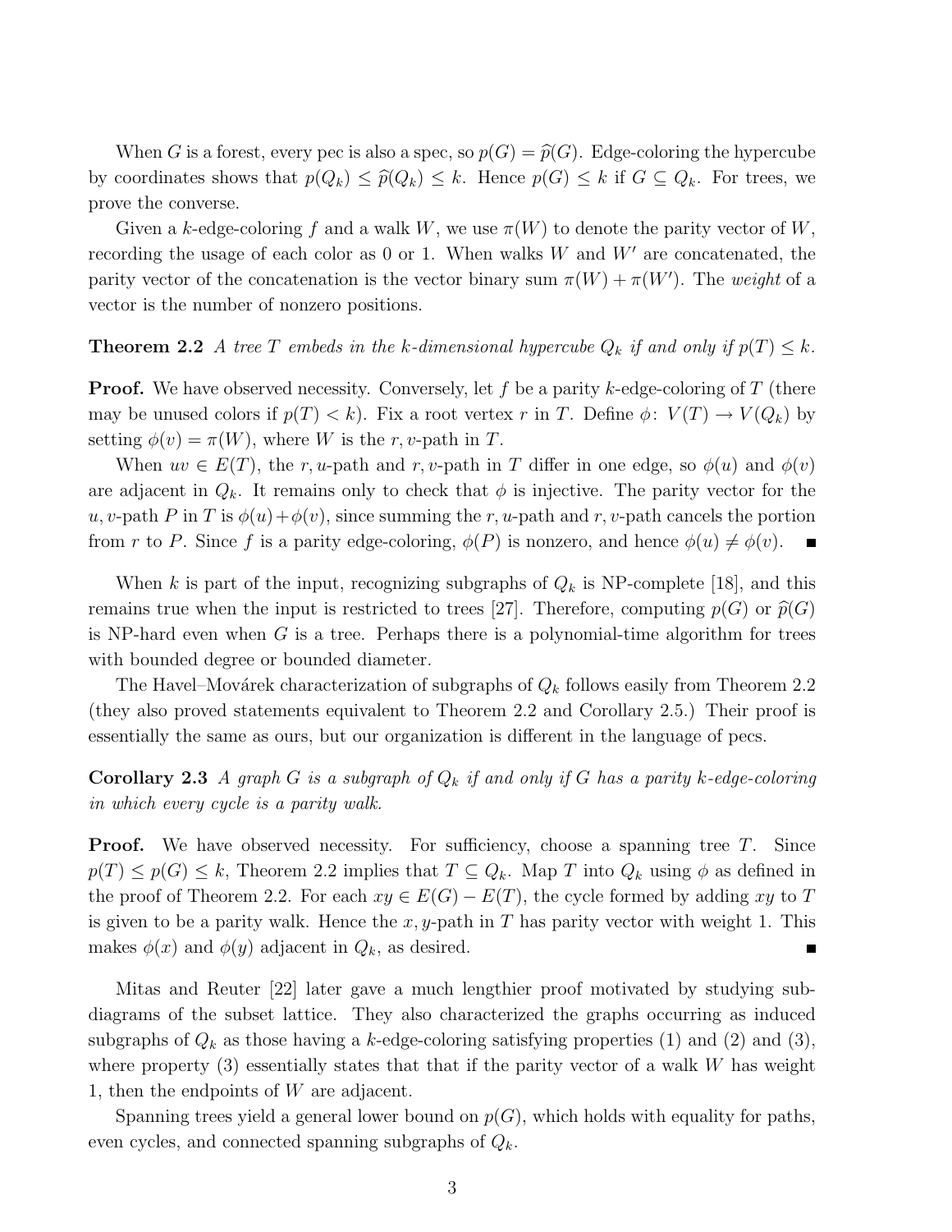When $G$ is a forest, every pec is also a spec, so $p(G) = \widehat{p}(G)$. Edge-coloring the hypercube by coordinates shows that $p(Q_k) \le \widehat{p}(Q_k) \le k$. Hence $p(G) \le k$ if $G \subseteq Q_k$. For trees, we prove the converse.

Given a $k$-edge-coloring $f$ and a walk $W$, we use $\pi(W)$ to denote the parity vector of $W$, recording the usage of each color as 0 or 1. When walks $W$ and $W'$ are concatenated, the parity vector of the concatenation is the vector binary sum $\pi(W) + \pi(W')$. The *weight* of a vector is the number of nonzero positions.

**Theorem 2.2** *A tree $T$ embeds in the $k$-dimensional hypercube $Q_k$ if and only if $p(T) \le k$.*

**Proof.** We have observed necessity. Conversely, let $f$ be a parity $k$-edge-coloring of $T$ (there may be unused colors if $p(T) < k$). Fix a root vertex $r$ in $T$. Define $\phi\colon V(T) \to V(Q_k)$ by setting $\phi(v) = \pi(W)$, where $W$ is the $r, v$-path in $T$.

When $uv \in E(T)$, the $r, u$-path and $r, v$-path in $T$ differ in one edge, so $\phi(u)$ and $\phi(v)$ are adjacent in $Q_k$. It remains only to check that $\phi$ is injective. The parity vector for the $u, v$-path $P$ in $T$ is $\phi(u)+\phi(v)$, since summing the $r, u$-path and $r, v$-path cancels the portion from $r$ to $P$. Since $f$ is a parity edge-coloring, $\phi(P)$ is nonzero, and hence $\phi(u) \neq \phi(v)$. ■

When $k$ is part of the input, recognizing subgraphs of $Q_k$ is NP-complete [18], and this remains true when the input is restricted to trees [27]. Therefore, computing $p(G)$ or $\widehat{p}(G)$ is NP-hard even when $G$ is a tree. Perhaps there is a polynomial-time algorithm for trees with bounded degree or bounded diameter.

The Havel–Movárek characterization of subgraphs of $Q_k$ follows easily from Theorem 2.2 (they also proved statements equivalent to Theorem 2.2 and Corollary 2.5.) Their proof is essentially the same as ours, but our organization is different in the language of pecs.

**Corollary 2.3** *A graph $G$ is a subgraph of $Q_k$ if and only if $G$ has a parity $k$-edge-coloring in which every cycle is a parity walk.*

**Proof.** We have observed necessity. For sufficiency, choose a spanning tree $T$. Since $p(T) \le p(G) \le k$, Theorem 2.2 implies that $T \subseteq Q_k$. Map $T$ into $Q_k$ using $\phi$ as defined in the proof of Theorem 2.2. For each $xy \in E(G) - E(T)$, the cycle formed by adding $xy$ to $T$ is given to be a parity walk. Hence the $x, y$-path in $T$ has parity vector with weight 1. This makes $\phi(x)$ and $\phi(y)$ adjacent in $Q_k$, as desired. ■

Mitas and Reuter [22] later gave a much lengthier proof motivated by studying subdiagrams of the subset lattice. They also characterized the graphs occurring as induced subgraphs of $Q_k$ as those having a $k$-edge-coloring satisfying properties (1) and (2) and (3), where property (3) essentially states that that if the parity vector of a walk $W$ has weight 1, then the endpoints of $W$ are adjacent.

Spanning trees yield a general lower bound on $p(G)$, which holds with equality for paths, even cycles, and connected spanning subgraphs of $Q_k$.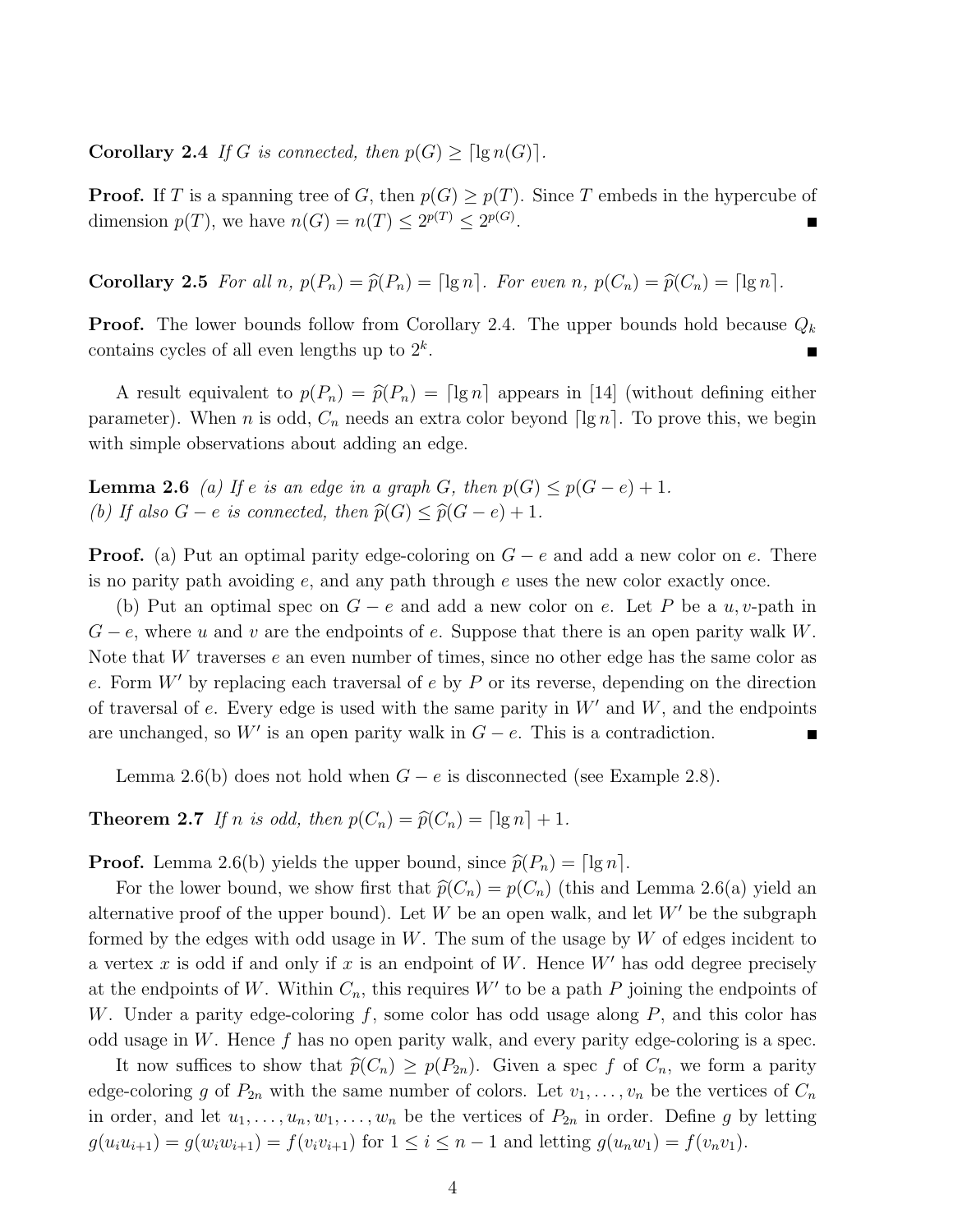**Corollary 2.4** *If $G$ is connected, then $p(G) \geq \lceil \lg n(G) \rceil$.*

**Proof.** If $T$ is a spanning tree of $G$, then $p(G) \geq p(T)$. Since $T$ embeds in the hypercube of dimension $p(T)$, we have $n(G) = n(T) \leq 2^{p(T)} \leq 2^{p(G)}$. ∎

**Corollary 2.5** *For all $n$, $p(P_n) = \widehat{p}(P_n) = \lceil \lg n \rceil$. For even $n$, $p(C_n) = \widehat{p}(C_n) = \lceil \lg n \rceil$.*

**Proof.** The lower bounds follow from Corollary 2.4. The upper bounds hold because $Q_k$ contains cycles of all even lengths up to $2^k$. ∎

A result equivalent to $p(P_n) = \widehat{p}(P_n) = \lceil \lg n \rceil$ appears in [14] (without defining either parameter). When $n$ is odd, $C_n$ needs an extra color beyond $\lceil \lg n \rceil$. To prove this, we begin with simple observations about adding an edge.

**Lemma 2.6** *(a) If $e$ is an edge in a graph $G$, then $p(G) \leq p(G - e) + 1$.*
*(b) If also $G - e$ is connected, then $\widehat{p}(G) \leq \widehat{p}(G - e) + 1$.*

**Proof.** (a) Put an optimal parity edge-coloring on $G - e$ and add a new color on $e$. There is no parity path avoiding $e$, and any path through $e$ uses the new color exactly once.

(b) Put an optimal spec on $G - e$ and add a new color on $e$. Let $P$ be a $u, v$-path in $G - e$, where $u$ and $v$ are the endpoints of $e$. Suppose that there is an open parity walk $W$. Note that $W$ traverses $e$ an even number of times, since no other edge has the same color as $e$. Form $W'$ by replacing each traversal of $e$ by $P$ or its reverse, depending on the direction of traversal of $e$. Every edge is used with the same parity in $W'$ and $W$, and the endpoints are unchanged, so $W'$ is an open parity walk in $G - e$. This is a contradiction. ∎

Lemma 2.6(b) does not hold when $G - e$ is disconnected (see Example 2.8).

**Theorem 2.7** *If $n$ is odd, then $p(C_n) = \widehat{p}(C_n) = \lceil \lg n \rceil + 1$.*

**Proof.** Lemma 2.6(b) yields the upper bound, since $\widehat{p}(P_n) = \lceil \lg n \rceil$.

For the lower bound, we show first that $\widehat{p}(C_n) = p(C_n)$ (this and Lemma 2.6(a) yield an alternative proof of the upper bound). Let $W$ be an open walk, and let $W'$ be the subgraph formed by the edges with odd usage in $W$. The sum of the usage by $W$ of edges incident to a vertex $x$ is odd if and only if $x$ is an endpoint of $W$. Hence $W'$ has odd degree precisely at the endpoints of $W$. Within $C_n$, this requires $W'$ to be a path $P$ joining the endpoints of $W$. Under a parity edge-coloring $f$, some color has odd usage along $P$, and this color has odd usage in $W$. Hence $f$ has no open parity walk, and every parity edge-coloring is a spec.

It now suffices to show that $\widehat{p}(C_n) \geq p(P_{2n})$. Given a spec $f$ of $C_n$, we form a parity edge-coloring $g$ of $P_{2n}$ with the same number of colors. Let $v_1, \ldots, v_n$ be the vertices of $C_n$ in order, and let $u_1, \ldots, u_n, w_1, \ldots, w_n$ be the vertices of $P_{2n}$ in order. Define $g$ by letting $g(u_i u_{i+1}) = g(w_i w_{i+1}) = f(v_i v_{i+1})$ for $1 \leq i \leq n - 1$ and letting $g(u_n w_1) = f(v_n v_1)$.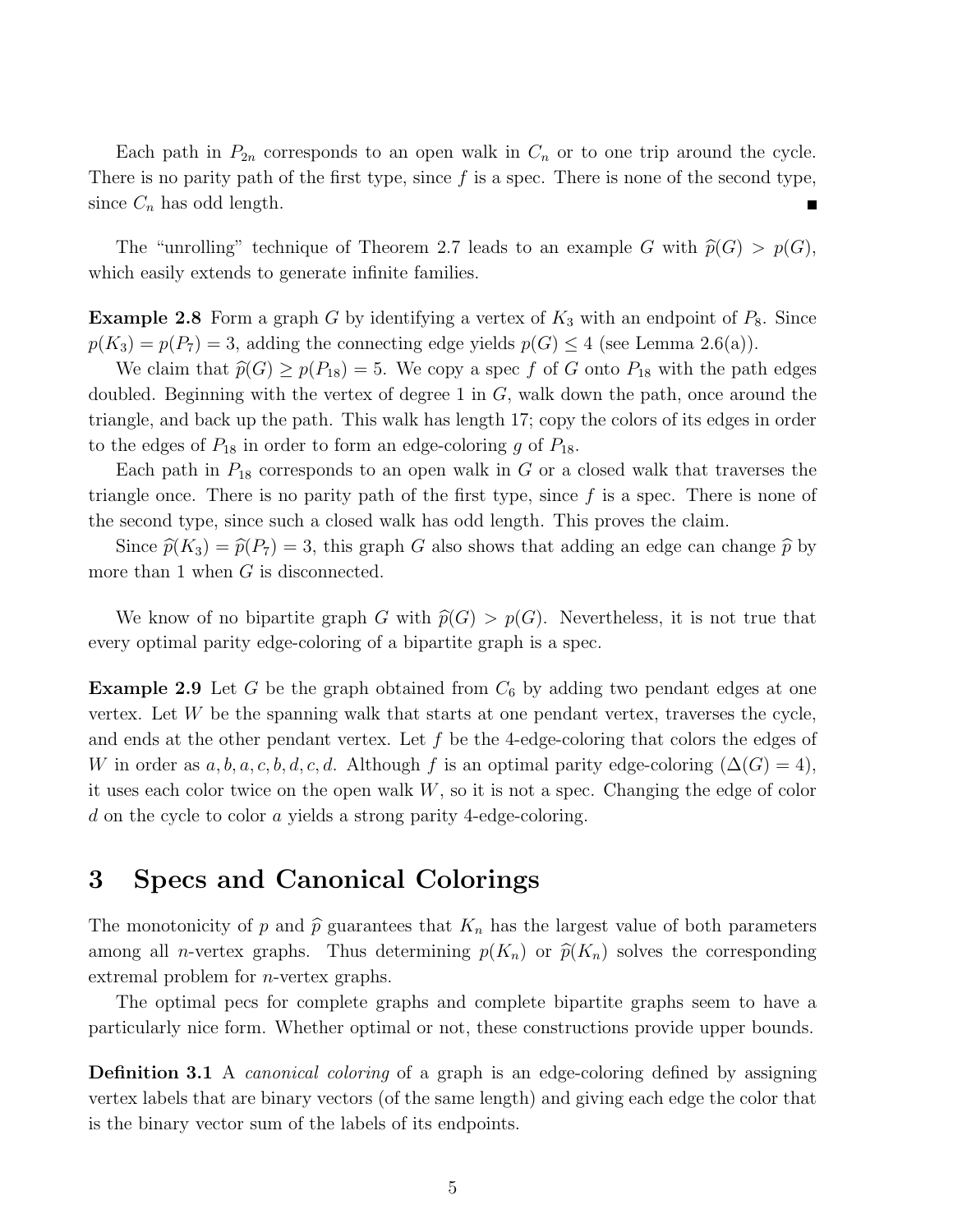Each path in $P_{2n}$ corresponds to an open walk in $C_n$ or to one trip around the cycle. There is no parity path of the first type, since $f$ is a spec. There is none of the second type, since $C_n$ has odd length. ∎

The "unrolling" technique of Theorem 2.7 leads to an example $G$ with $\widehat{p}(G) > p(G)$, which easily extends to generate infinite families.

**Example 2.8** Form a graph $G$ by identifying a vertex of $K_3$ with an endpoint of $P_8$. Since $p(K_3) = p(P_7) = 3$, adding the connecting edge yields $p(G) \leq 4$ (see Lemma 2.6(a)).

We claim that $\widehat{p}(G) \geq p(P_{18}) = 5$. We copy a spec $f$ of $G$ onto $P_{18}$ with the path edges doubled. Beginning with the vertex of degree 1 in $G$, walk down the path, once around the triangle, and back up the path. This walk has length 17; copy the colors of its edges in order to the edges of $P_{18}$ in order to form an edge-coloring $g$ of $P_{18}$.

Each path in $P_{18}$ corresponds to an open walk in $G$ or a closed walk that traverses the triangle once. There is no parity path of the first type, since $f$ is a spec. There is none of the second type, since such a closed walk has odd length. This proves the claim.

Since $\widehat{p}(K_3) = \widehat{p}(P_7) = 3$, this graph $G$ also shows that adding an edge can change $\widehat{p}$ by more than 1 when $G$ is disconnected.

We know of no bipartite graph $G$ with $\widehat{p}(G) > p(G)$. Nevertheless, it is not true that every optimal parity edge-coloring of a bipartite graph is a spec.

**Example 2.9** Let $G$ be the graph obtained from $C_6$ by adding two pendant edges at one vertex. Let $W$ be the spanning walk that starts at one pendant vertex, traverses the cycle, and ends at the other pendant vertex. Let $f$ be the 4-edge-coloring that colors the edges of $W$ in order as $a, b, a, c, b, d, c, d$. Although $f$ is an optimal parity edge-coloring ($\Delta(G) = 4$), it uses each color twice on the open walk $W$, so it is not a spec. Changing the edge of color $d$ on the cycle to color $a$ yields a strong parity 4-edge-coloring.

## 3 Specs and Canonical Colorings

The monotonicity of $p$ and $\widehat{p}$ guarantees that $K_n$ has the largest value of both parameters among all $n$-vertex graphs. Thus determining $p(K_n)$ or $\widehat{p}(K_n)$ solves the corresponding extremal problem for $n$-vertex graphs.

The optimal pecs for complete graphs and complete bipartite graphs seem to have a particularly nice form. Whether optimal or not, these constructions provide upper bounds.

**Definition 3.1** A *canonical coloring* of a graph is an edge-coloring defined by assigning vertex labels that are binary vectors (of the same length) and giving each edge the color that is the binary vector sum of the labels of its endpoints.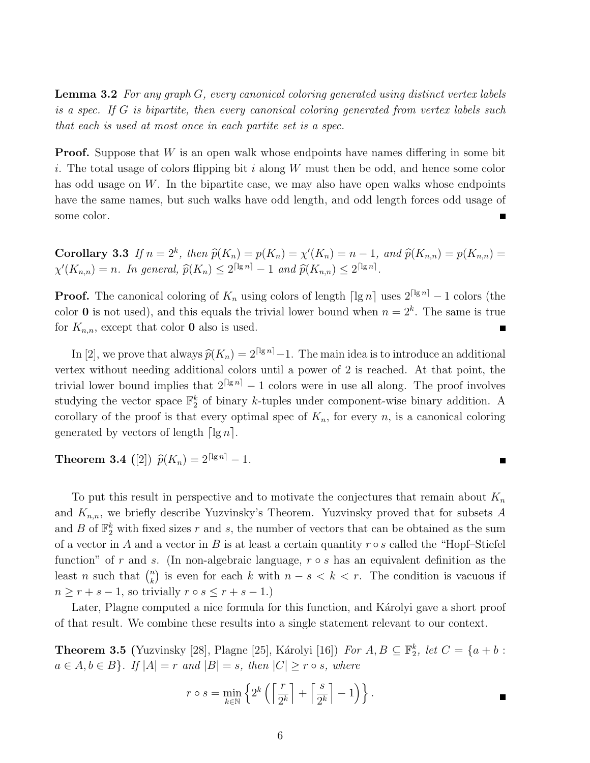**Lemma 3.2** *For any graph $G$, every canonical coloring generated using distinct vertex labels is a spec. If $G$ is bipartite, then every canonical coloring generated from vertex labels such that each is used at most once in each partite set is a spec.*

**Proof.** Suppose that $W$ is an open walk whose endpoints have names differing in some bit $i$. The total usage of colors flipping bit $i$ along $W$ must then be odd, and hence some color has odd usage on $W$. In the bipartite case, we may also have open walks whose endpoints have the same names, but such walks have odd length, and odd length forces odd usage of some color. ∎

**Corollary 3.3** *If $n = 2^k$, then $\widehat{p}(K_n) = p(K_n) = \chi'(K_n) = n - 1$, and $\widehat{p}(K_{n,n}) = p(K_{n,n}) = \chi'(K_{n,n}) = n$. In general, $\widehat{p}(K_n) \le 2^{\lceil \lg n \rceil} - 1$ and $\widehat{p}(K_{n,n}) \le 2^{\lceil \lg n \rceil}$.*

**Proof.** The canonical coloring of $K_n$ using colors of length $\lceil \lg n \rceil$ uses $2^{\lceil \lg n \rceil} - 1$ colors (the color $\mathbf{0}$ is not used), and this equals the trivial lower bound when $n = 2^k$. The same is true for $K_{n,n}$, except that color $\mathbf{0}$ also is used. ∎

In [2], we prove that always $\widehat{p}(K_n) = 2^{\lceil \lg n \rceil} - 1$. The main idea is to introduce an additional vertex without needing additional colors until a power of 2 is reached. At that point, the trivial lower bound implies that $2^{\lceil \lg n \rceil} - 1$ colors were in use all along. The proof involves studying the vector space $\mathbb{F}_2^k$ of binary $k$-tuples under component-wise binary addition. A corollary of the proof is that every optimal spec of $K_n$, for every $n$, is a canonical coloring generated by vectors of length $\lceil \lg n \rceil$.

**Theorem 3.4** ([2]) $\widehat{p}(K_n) = 2^{\lceil \lg n \rceil} - 1$. ∎

To put this result in perspective and to motivate the conjectures that remain about $K_n$ and $K_{n,n}$, we briefly describe Yuzvinsky's Theorem. Yuzvinsky proved that for subsets $A$ and $B$ of $\mathbb{F}_2^k$ with fixed sizes $r$ and $s$, the number of vectors that can be obtained as the sum of a vector in $A$ and a vector in $B$ is at least a certain quantity $r \circ s$ called the "Hopf–Stiefel function" of $r$ and $s$. (In non-algebraic language, $r \circ s$ has an equivalent definition as the least $n$ such that $\binom{n}{k}$ is even for each $k$ with $n - s < k < r$. The condition is vacuous if $n \ge r + s - 1$, so trivially $r \circ s \le r + s - 1$.)

Later, Plagne computed a nice formula for this function, and Károlyi gave a short proof of that result. We combine these results into a single statement relevant to our context.

**Theorem 3.5** (Yuzvinsky [28], Plagne [25], Károlyi [16]) *For $A, B \subseteq \mathbb{F}_2^k$, let $C = \{a + b : a \in A, b \in B\}$. If $|A| = r$ and $|B| = s$, then $|C| \ge r \circ s$, where*

$$r \circ s = \min_{k \in \mathbb{N}} \left\{ 2^k \left( \left\lceil \frac{r}{2^k} \right\rceil + \left\lceil \frac{s}{2^k} \right\rceil - 1 \right) \right\}.$$ ∎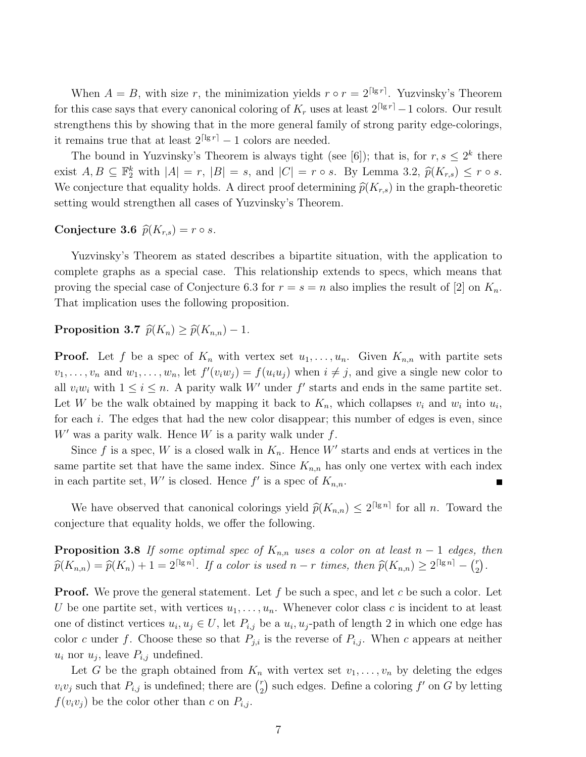When $A = B$, with size $r$, the minimization yields $r \circ r = 2^{\lceil \lg r \rceil}$. Yuzvinsky's Theorem for this case says that every canonical coloring of $K_r$ uses at least $2^{\lceil \lg r \rceil} - 1$ colors. Our result strengthens this by showing that in the more general family of strong parity edge-colorings, it remains true that at least $2^{\lceil \lg r \rceil} - 1$ colors are needed.

The bound in Yuzvinsky's Theorem is always tight (see [6]); that is, for $r, s \le 2^k$ there exist $A, B \subseteq \mathbb{F}_2^k$ with $|A| = r$, $|B| = s$, and $|C| = r \circ s$. By Lemma 3.2, $\widehat{p}(K_{r,s}) \le r \circ s$. We conjecture that equality holds. A direct proof determining $\widehat{p}(K_{r,s})$ in the graph-theoretic setting would strengthen all cases of Yuzvinsky's Theorem.

**Conjecture 3.6** $\widehat{p}(K_{r,s}) = r \circ s$.

Yuzvinsky's Theorem as stated describes a bipartite situation, with the application to complete graphs as a special case. This relationship extends to specs, which means that proving the special case of Conjecture 6.3 for $r = s = n$ also implies the result of [2] on $K_n$. That implication uses the following proposition.

**Proposition 3.7** $\widehat{p}(K_n) \ge \widehat{p}(K_{n,n}) - 1$.

**Proof.** Let $f$ be a spec of $K_n$ with vertex set $u_1, \ldots, u_n$. Given $K_{n,n}$ with partite sets $v_1, \ldots, v_n$ and $w_1, \ldots, w_n$, let $f'(v_i w_j) = f(u_i u_j)$ when $i \ne j$, and give a single new color to all $v_i w_i$ with $1 \le i \le n$. A parity walk $W'$ under $f'$ starts and ends in the same partite set. Let $W$ be the walk obtained by mapping it back to $K_n$, which collapses $v_i$ and $w_i$ into $u_i$, for each $i$. The edges that had the new color disappear; this number of edges is even, since $W'$ was a parity walk. Hence $W$ is a parity walk under $f$.

Since $f$ is a spec, $W$ is a closed walk in $K_n$. Hence $W'$ starts and ends at vertices in the same partite set that have the same index. Since $K_{n,n}$ has only one vertex with each index in each partite set, $W'$ is closed. Hence $f'$ is a spec of $K_{n,n}$. ∎

We have observed that canonical colorings yield $\widehat{p}(K_{n,n}) \le 2^{\lceil \lg n \rceil}$ for all $n$. Toward the conjecture that equality holds, we offer the following.

**Proposition 3.8** *If some optimal spec of $K_{n,n}$ uses a color on at least $n-1$ edges, then $\widehat{p}(K_{n,n}) = \widehat{p}(K_n) + 1 = 2^{\lceil \lg n \rceil}$. If a color is used $n - r$ times, then $\widehat{p}(K_{n,n}) \ge 2^{\lceil \lg n \rceil} - \binom{r}{2}$.*

**Proof.** We prove the general statement. Let $f$ be such a spec, and let $c$ be such a color. Let $U$ be one partite set, with vertices $u_1, \ldots, u_n$. Whenever color class $c$ is incident to at least one of distinct vertices $u_i, u_j \in U$, let $P_{i,j}$ be a $u_i, u_j$-path of length 2 in which one edge has color $c$ under $f$. Choose these so that $P_{j,i}$ is the reverse of $P_{i,j}$. When $c$ appears at neither $u_i$ nor $u_j$, leave $P_{i,j}$ undefined.

Let $G$ be the graph obtained from $K_n$ with vertex set $v_1, \ldots, v_n$ by deleting the edges $v_i v_j$ such that $P_{i,j}$ is undefined; there are $\binom{r}{2}$ such edges. Define a coloring $f'$ on $G$ by letting $f(v_i v_j)$ be the color other than $c$ on $P_{i,j}$.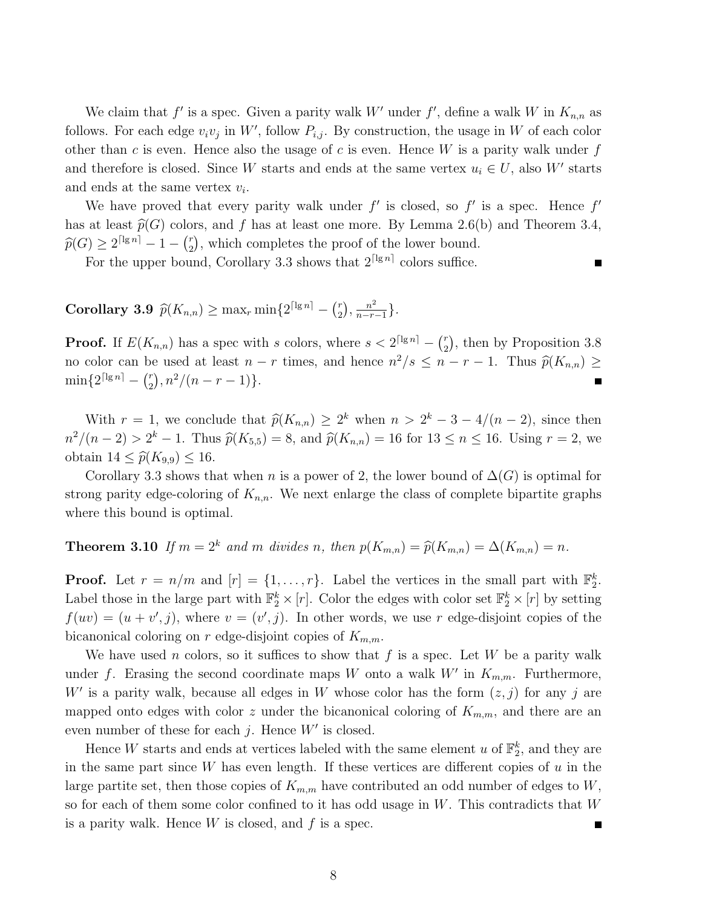We claim that $f'$ is a spec. Given a parity walk $W'$ under $f'$, define a walk $W$ in $K_{n,n}$ as follows. For each edge $v_iv_j$ in $W'$, follow $P_{i,j}$. By construction, the usage in $W$ of each color other than $c$ is even. Hence also the usage of $c$ is even. Hence $W$ is a parity walk under $f$ and therefore is closed. Since $W$ starts and ends at the same vertex $u_i \in U$, also $W'$ starts and ends at the same vertex $v_i$.

We have proved that every parity walk under $f'$ is closed, so $f'$ is a spec. Hence $f'$ has at least $\widehat{p}(G)$ colors, and $f$ has at least one more. By Lemma 2.6(b) and Theorem 3.4, $\widehat{p}(G) \geq 2^{\lceil \lg n \rceil} - 1 - \binom{r}{2}$, which completes the proof of the lower bound.

For the upper bound, Corollary 3.3 shows that $2^{\lceil \lg n \rceil}$ colors suffice. ∎

**Corollary 3.9** *$\widehat{p}(K_{n,n}) \geq \max_r \min\{2^{\lceil \lg n \rceil} - \binom{r}{2}, \frac{n^2}{n-r-1}\}$.*

**Proof.** If $E(K_{n,n})$ has a spec with $s$ colors, where $s < 2^{\lceil \lg n \rceil} - \binom{r}{2}$, then by Proposition 3.8 no color can be used at least $n-r$ times, and hence $n^2/s \leq n-r-1$. Thus $\widehat{p}(K_{n,n}) \geq \min\{2^{\lceil \lg n \rceil} - \binom{r}{2}, n^2/(n-r-1)\}$. ∎

With $r=1$, we conclude that $\widehat{p}(K_{n,n}) \geq 2^k$ when $n > 2^k - 3 - 4/(n-2)$, since then $n^2/(n-2) > 2^k - 1$. Thus $\widehat{p}(K_{5,5}) = 8$, and $\widehat{p}(K_{n,n}) = 16$ for $13 \leq n \leq 16$. Using $r=2$, we obtain $14 \leq \widehat{p}(K_{9,9}) \leq 16$.

Corollary 3.3 shows that when $n$ is a power of 2, the lower bound of $\Delta(G)$ is optimal for strong parity edge-coloring of $K_{n,n}$. We next enlarge the class of complete bipartite graphs where this bound is optimal.

**Theorem 3.10** *If $m = 2^k$ and $m$ divides $n$, then $p(K_{m,n}) = \widehat{p}(K_{m,n}) = \Delta(K_{m,n}) = n$.*

**Proof.** Let $r = n/m$ and $[r] = \{1, \ldots, r\}$. Label the vertices in the small part with $\mathbb{F}_2^k$. Label those in the large part with $\mathbb{F}_2^k \times [r]$. Color the edges with color set $\mathbb{F}_2^k \times [r]$ by setting $f(uv) = (u + v', j)$, where $v = (v', j)$. In other words, we use $r$ edge-disjoint copies of the bicanonical coloring on $r$ edge-disjoint copies of $K_{m,m}$.

We have used $n$ colors, so it suffices to show that $f$ is a spec. Let $W$ be a parity walk under $f$. Erasing the second coordinate maps $W$ onto a walk $W'$ in $K_{m,m}$. Furthermore, $W'$ is a parity walk, because all edges in $W$ whose color has the form $(z, j)$ for any $j$ are mapped onto edges with color $z$ under the bicanonical coloring of $K_{m,m}$, and there are an even number of these for each $j$. Hence $W'$ is closed.

Hence $W$ starts and ends at vertices labeled with the same element $u$ of $\mathbb{F}_2^k$, and they are in the same part since $W$ has even length. If these vertices are different copies of $u$ in the large partite set, then those copies of $K_{m,m}$ have contributed an odd number of edges to $W$, so for each of them some color confined to it has odd usage in $W$. This contradicts that $W$ is a parity walk. Hence $W$ is closed, and $f$ is a spec. ∎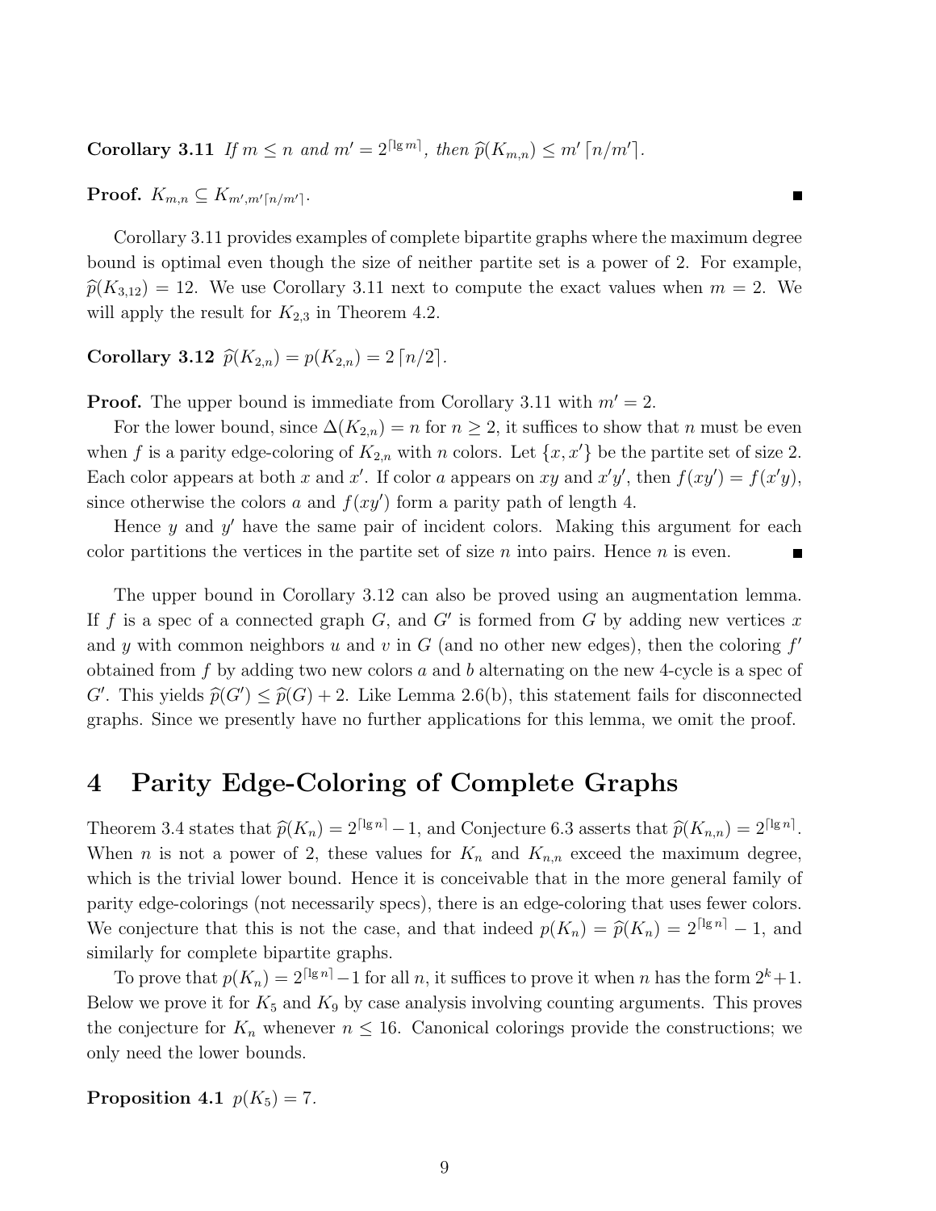**Corollary 3.11** *If $m \le n$ and $m' = 2^{\lceil \lg m \rceil}$, then $\widehat{p}(K_{m,n}) \le m' \lceil n/m' \rceil$.*

**Proof.** $K_{m,n} \subseteq K_{m', m'\lceil n/m' \rceil}$. ■

Corollary 3.11 provides examples of complete bipartite graphs where the maximum degree bound is optimal even though the size of neither partite set is a power of 2. For example, $\widehat{p}(K_{3,12}) = 12$. We use Corollary 3.11 next to compute the exact values when $m = 2$. We will apply the result for $K_{2,3}$ in Theorem 4.2.

**Corollary 3.12** $\widehat{p}(K_{2,n}) = p(K_{2,n}) = 2\lceil n/2 \rceil$.

**Proof.** The upper bound is immediate from Corollary 3.11 with $m' = 2$.

For the lower bound, since $\Delta(K_{2,n}) = n$ for $n \ge 2$, it suffices to show that $n$ must be even when $f$ is a parity edge-coloring of $K_{2,n}$ with $n$ colors. Let $\{x, x'\}$ be the partite set of size 2. Each color appears at both $x$ and $x'$. If color $a$ appears on $xy$ and $x'y'$, then $f(xy') = f(x'y)$, since otherwise the colors $a$ and $f(xy')$ form a parity path of length 4.

Hence $y$ and $y'$ have the same pair of incident colors. Making this argument for each color partitions the vertices in the partite set of size $n$ into pairs. Hence $n$ is even. ■

The upper bound in Corollary 3.12 can also be proved using an augmentation lemma. If $f$ is a spec of a connected graph $G$, and $G'$ is formed from $G$ by adding new vertices $x$ and $y$ with common neighbors $u$ and $v$ in $G$ (and no other new edges), then the coloring $f'$ obtained from $f$ by adding two new colors $a$ and $b$ alternating on the new 4-cycle is a spec of $G'$. This yields $\widehat{p}(G') \le \widehat{p}(G) + 2$. Like Lemma 2.6(b), this statement fails for disconnected graphs. Since we presently have no further applications for this lemma, we omit the proof.

# 4 Parity Edge-Coloring of Complete Graphs

Theorem 3.4 states that $\widehat{p}(K_n) = 2^{\lceil \lg n \rceil} - 1$, and Conjecture 6.3 asserts that $\widehat{p}(K_{n,n}) = 2^{\lceil \lg n \rceil}$. When $n$ is not a power of 2, these values for $K_n$ and $K_{n,n}$ exceed the maximum degree, which is the trivial lower bound. Hence it is conceivable that in the more general family of parity edge-colorings (not necessarily specs), there is an edge-coloring that uses fewer colors. We conjecture that this is not the case, and that indeed $p(K_n) = \widehat{p}(K_n) = 2^{\lceil \lg n \rceil} - 1$, and similarly for complete bipartite graphs.

To prove that $p(K_n) = 2^{\lceil \lg n \rceil} - 1$ for all $n$, it suffices to prove it when $n$ has the form $2^k + 1$. Below we prove it for $K_5$ and $K_9$ by case analysis involving counting arguments. This proves the conjecture for $K_n$ whenever $n \le 16$. Canonical colorings provide the constructions; we only need the lower bounds.

**Proposition 4.1** $p(K_5) = 7$.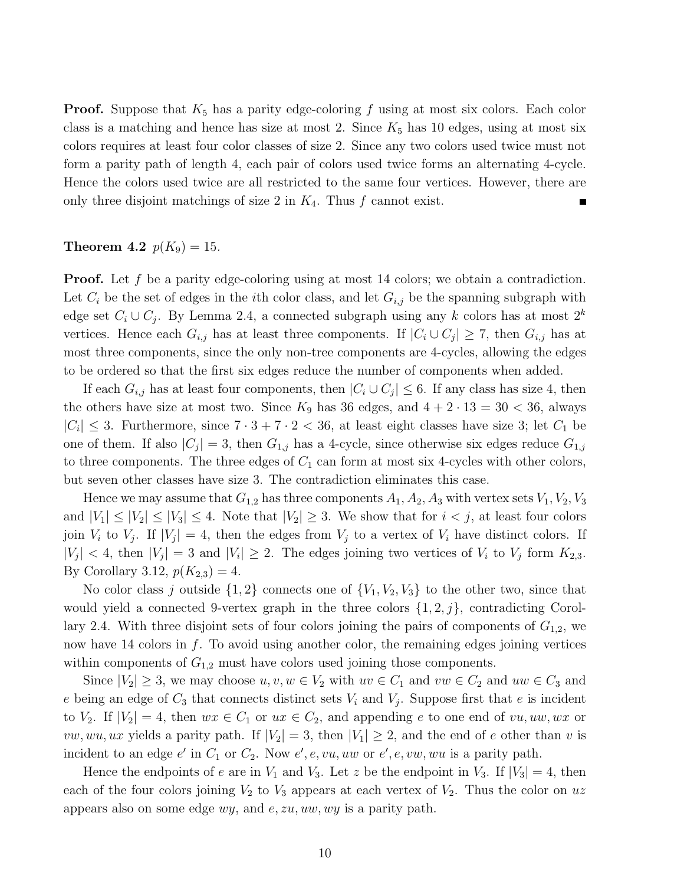**Proof.** Suppose that $K_5$ has a parity edge-coloring $f$ using at most six colors. Each color class is a matching and hence has size at most 2. Since $K_5$ has 10 edges, using at most six colors requires at least four color classes of size 2. Since any two colors used twice must not form a parity path of length 4, each pair of colors used twice forms an alternating 4-cycle. Hence the colors used twice are all restricted to the same four vertices. However, there are only three disjoint matchings of size 2 in $K_4$. Thus $f$ cannot exist. ∎

**Theorem 4.2** $p(K_9) = 15$.

**Proof.** Let $f$ be a parity edge-coloring using at most 14 colors; we obtain a contradiction. Let $C_i$ be the set of edges in the $i$th color class, and let $G_{i,j}$ be the spanning subgraph with edge set $C_i \cup C_j$. By Lemma 2.4, a connected subgraph using any $k$ colors has at most $2^k$ vertices. Hence each $G_{i,j}$ has at least three components. If $|C_i \cup C_j| \geq 7$, then $G_{i,j}$ has at most three components, since the only non-tree components are 4-cycles, allowing the edges to be ordered so that the first six edges reduce the number of components when added.

If each $G_{i,j}$ has at least four components, then $|C_i \cup C_j| \leq 6$. If any class has size 4, then the others have size at most two. Since $K_9$ has 36 edges, and $4 + 2 \cdot 13 = 30 < 36$, always $|C_i| \leq 3$. Furthermore, since $7 \cdot 3 + 7 \cdot 2 < 36$, at least eight classes have size 3; let $C_1$ be one of them. If also $|C_j| = 3$, then $G_{1,j}$ has a 4-cycle, since otherwise six edges reduce $G_{1,j}$ to three components. The three edges of $C_1$ can form at most six 4-cycles with other colors, but seven other classes have size 3. The contradiction eliminates this case.

Hence we may assume that $G_{1,2}$ has three components $A_1, A_2, A_3$ with vertex sets $V_1, V_2, V_3$ and $|V_1| \leq |V_2| \leq |V_3| \leq 4$. Note that $|V_2| \geq 3$. We show that for $i < j$, at least four colors join $V_i$ to $V_j$. If $|V_j| = 4$, then the edges from $V_j$ to a vertex of $V_i$ have distinct colors. If $|V_j| < 4$, then $|V_j| = 3$ and $|V_i| \geq 2$. The edges joining two vertices of $V_i$ to $V_j$ form $K_{2,3}$. By Corollary 3.12, $p(K_{2,3}) = 4$.

No color class $j$ outside $\{1, 2\}$ connects one of $\{V_1, V_2, V_3\}$ to the other two, since that would yield a connected 9-vertex graph in the three colors $\{1, 2, j\}$, contradicting Corollary 2.4. With three disjoint sets of four colors joining the pairs of components of $G_{1,2}$, we now have 14 colors in $f$. To avoid using another color, the remaining edges joining vertices within components of $G_{1,2}$ must have colors used joining those components.

Since $|V_2| \geq 3$, we may choose $u, v, w \in V_2$ with $uv \in C_1$ and $vw \in C_2$ and $uw \in C_3$ and $e$ being an edge of $C_3$ that connects distinct sets $V_i$ and $V_j$. Suppose first that $e$ is incident to $V_2$. If $|V_2| = 4$, then $wx \in C_1$ or $ux \in C_2$, and appending $e$ to one end of $vu, uw, wx$ or $vw, wu, ux$ yields a parity path. If $|V_2| = 3$, then $|V_1| \geq 2$, and the end of $e$ other than $v$ is incident to an edge $e'$ in $C_1$ or $C_2$. Now $e', e, vu, uw$ or $e', e, vw, wu$ is a parity path.

Hence the endpoints of $e$ are in $V_1$ and $V_3$. Let $z$ be the endpoint in $V_3$. If $|V_3| = 4$, then each of the four colors joining $V_2$ to $V_3$ appears at each vertex of $V_2$. Thus the color on $uz$ appears also on some edge $wy$, and $e, zu, uw, wy$ is a parity path.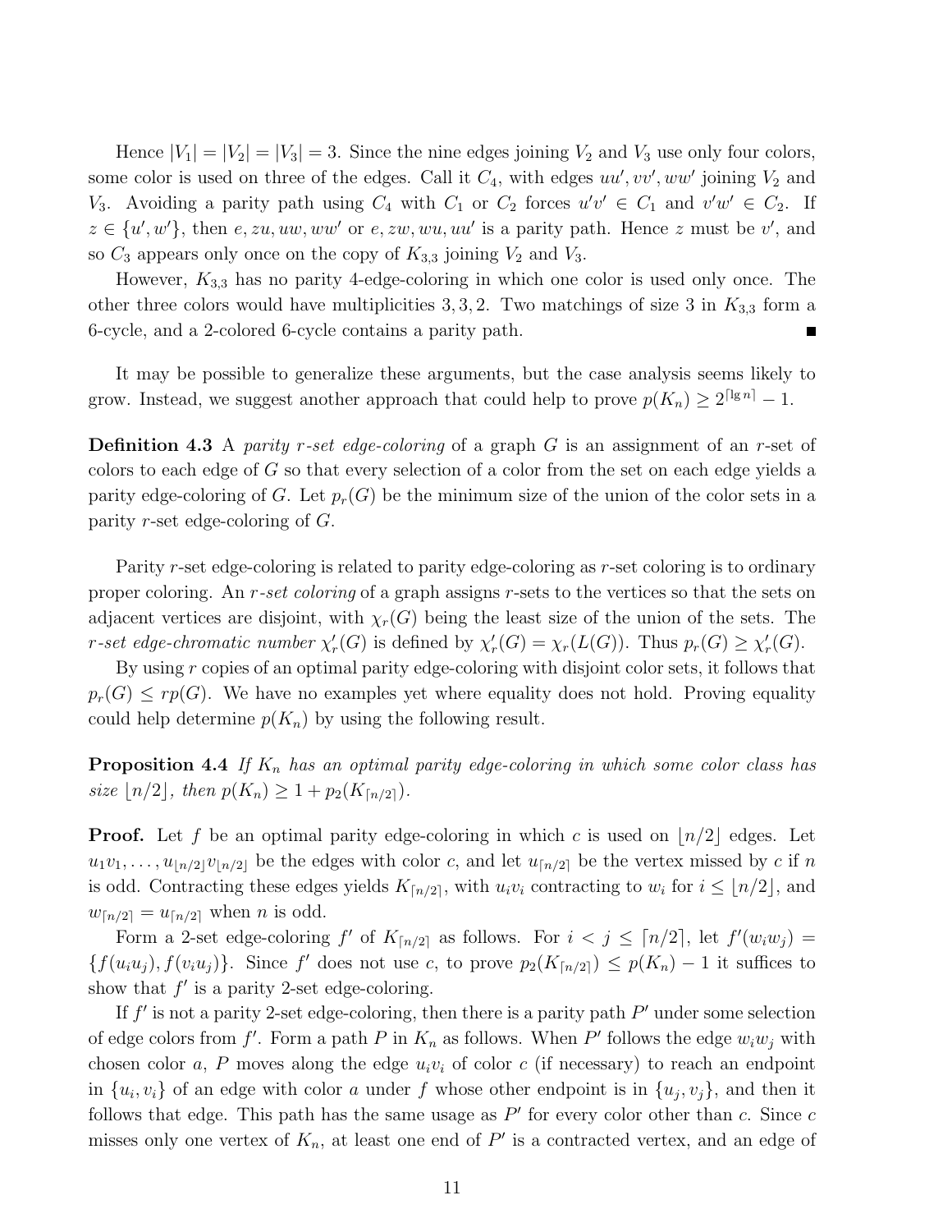Hence $|V_1| = |V_2| = |V_3| = 3$. Since the nine edges joining $V_2$ and $V_3$ use only four colors, some color is used on three of the edges. Call it $C_4$, with edges $uu', vv', ww'$ joining $V_2$ and $V_3$. Avoiding a parity path using $C_4$ with $C_1$ or $C_2$ forces $u'v' \in C_1$ and $v'w' \in C_2$. If $z \in \{u', w'\}$, then $e, zu, uw, ww'$ or $e, zw, wu, uu'$ is a parity path. Hence $z$ must be $v'$, and so $C_3$ appears only once on the copy of $K_{3,3}$ joining $V_2$ and $V_3$.

However, $K_{3,3}$ has no parity 4-edge-coloring in which one color is used only once. The other three colors would have multiplicities $3, 3, 2$. Two matchings of size 3 in $K_{3,3}$ form a 6-cycle, and a 2-colored 6-cycle contains a parity path. ■

It may be possible to generalize these arguments, but the case analysis seems likely to grow. Instead, we suggest another approach that could help to prove $p(K_n) \ge 2^{\lceil \lg n \rceil} - 1$.

**Definition 4.3** A *parity r-set edge-coloring* of a graph $G$ is an assignment of an $r$-set of colors to each edge of $G$ so that every selection of a color from the set on each edge yields a parity edge-coloring of $G$. Let $p_r(G)$ be the minimum size of the union of the color sets in a parity $r$-set edge-coloring of $G$.

Parity $r$-set edge-coloring is related to parity edge-coloring as $r$-set coloring is to ordinary proper coloring. An *r-set coloring* of a graph assigns $r$-sets to the vertices so that the sets on adjacent vertices are disjoint, with $\chi_r(G)$ being the least size of the union of the sets. The *r-set edge-chromatic number* $\chi'_r(G)$ is defined by $\chi'_r(G) = \chi_r(L(G))$. Thus $p_r(G) \ge \chi'_r(G)$.

By using $r$ copies of an optimal parity edge-coloring with disjoint color sets, it follows that $p_r(G) \le rp(G)$. We have no examples yet where equality does not hold. Proving equality could help determine $p(K_n)$ by using the following result.

**Proposition 4.4** *If $K_n$ has an optimal parity edge-coloring in which some color class has size $\lfloor n/2 \rfloor$, then $p(K_n) \ge 1 + p_2(K_{\lceil n/2 \rceil})$.*

**Proof.** Let $f$ be an optimal parity edge-coloring in which $c$ is used on $\lfloor n/2 \rfloor$ edges. Let $u_1v_1, \ldots, u_{\lfloor n/2 \rfloor}v_{\lfloor n/2 \rfloor}$ be the edges with color $c$, and let $u_{\lceil n/2 \rceil}$ be the vertex missed by $c$ if $n$ is odd. Contracting these edges yields $K_{\lceil n/2 \rceil}$, with $u_iv_i$ contracting to $w_i$ for $i \le \lfloor n/2 \rfloor$, and $w_{\lceil n/2 \rceil} = u_{\lceil n/2 \rceil}$ when $n$ is odd.

Form a 2-set edge-coloring $f'$ of $K_{\lceil n/2 \rceil}$ as follows. For $i < j \le \lceil n/2 \rceil$, let $f'(w_iw_j) = \{f(u_iu_j), f(v_iu_j)\}$. Since $f'$ does not use $c$, to prove $p_2(K_{\lceil n/2 \rceil}) \le p(K_n) - 1$ it suffices to show that $f'$ is a parity 2-set edge-coloring.

If $f'$ is not a parity 2-set edge-coloring, then there is a parity path $P'$ under some selection of edge colors from $f'$. Form a path $P$ in $K_n$ as follows. When $P'$ follows the edge $w_iw_j$ with chosen color $a$, $P$ moves along the edge $u_iv_i$ of color $c$ (if necessary) to reach an endpoint in $\{u_i, v_i\}$ of an edge with color $a$ under $f$ whose other endpoint is in $\{u_j, v_j\}$, and then it follows that edge. This path has the same usage as $P'$ for every color other than $c$. Since $c$ misses only one vertex of $K_n$, at least one end of $P'$ is a contracted vertex, and an edge of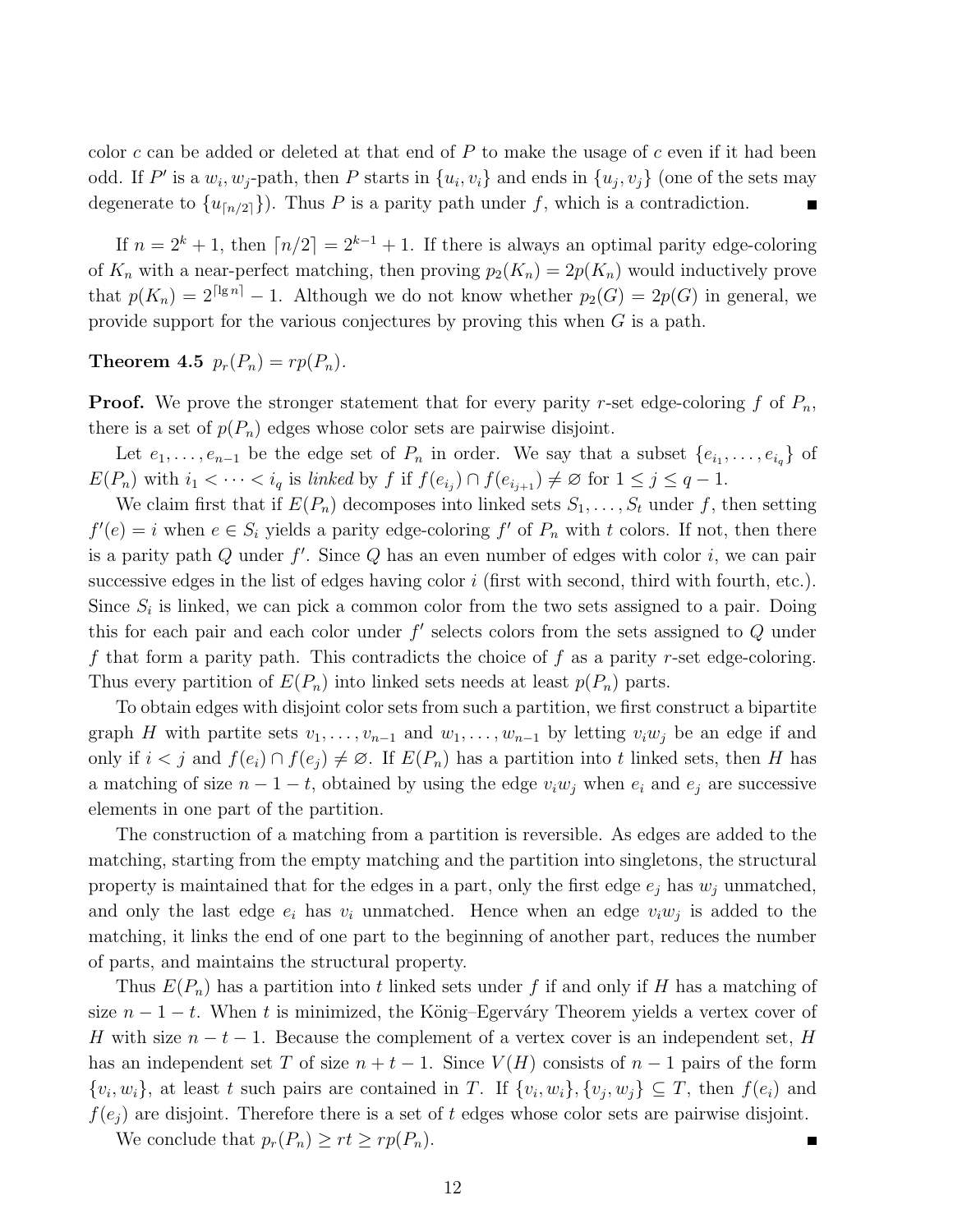color $c$ can be added or deleted at that end of $P$ to make the usage of $c$ even if it had been odd. If $P'$ is a $w_i, w_j$-path, then $P$ starts in $\{u_i, v_i\}$ and ends in $\{u_j, v_j\}$ (one of the sets may degenerate to $\{u_{\lceil n/2 \rceil}\}$). Thus $P$ is a parity path under $f$, which is a contradiction. ∎

If $n = 2^k + 1$, then $\lceil n/2 \rceil = 2^{k-1} + 1$. If there is always an optimal parity edge-coloring of $K_n$ with a near-perfect matching, then proving $p_2(K_n) = 2p(K_n)$ would inductively prove that $p(K_n) = 2^{\lceil \lg n \rceil} - 1$. Although we do not know whether $p_2(G) = 2p(G)$ in general, we provide support for the various conjectures by proving this when $G$ is a path.

**Theorem 4.5** *$p_r(P_n) = rp(P_n)$.*

**Proof.** We prove the stronger statement that for every parity $r$-set edge-coloring $f$ of $P_n$, there is a set of $p(P_n)$ edges whose color sets are pairwise disjoint.

Let $e_1, \ldots, e_{n-1}$ be the edge set of $P_n$ in order. We say that a subset $\{e_{i_1}, \ldots, e_{i_q}\}$ of $E(P_n)$ with $i_1 < \cdots < i_q$ is *linked* by $f$ if $f(e_{i_j}) \cap f(e_{i_{j+1}}) \neq \varnothing$ for $1 \leq j \leq q-1$.

We claim first that if $E(P_n)$ decomposes into linked sets $S_1, \ldots, S_t$ under $f$, then setting $f'(e) = i$ when $e \in S_i$ yields a parity edge-coloring $f'$ of $P_n$ with $t$ colors. If not, then there is a parity path $Q$ under $f'$. Since $Q$ has an even number of edges with color $i$, we can pair successive edges in the list of edges having color $i$ (first with second, third with fourth, etc.). Since $S_i$ is linked, we can pick a common color from the two sets assigned to a pair. Doing this for each pair and each color under $f'$ selects colors from the sets assigned to $Q$ under $f$ that form a parity path. This contradicts the choice of $f$ as a parity $r$-set edge-coloring. Thus every partition of $E(P_n)$ into linked sets needs at least $p(P_n)$ parts.

To obtain edges with disjoint color sets from such a partition, we first construct a bipartite graph $H$ with partite sets $v_1, \ldots, v_{n-1}$ and $w_1, \ldots, w_{n-1}$ by letting $v_i w_j$ be an edge if and only if $i < j$ and $f(e_i) \cap f(e_j) \neq \varnothing$. If $E(P_n)$ has a partition into $t$ linked sets, then $H$ has a matching of size $n - 1 - t$, obtained by using the edge $v_i w_j$ when $e_i$ and $e_j$ are successive elements in one part of the partition.

The construction of a matching from a partition is reversible. As edges are added to the matching, starting from the empty matching and the partition into singletons, the structural property is maintained that for the edges in a part, only the first edge $e_j$ has $w_j$ unmatched, and only the last edge $e_i$ has $v_i$ unmatched. Hence when an edge $v_i w_j$ is added to the matching, it links the end of one part to the beginning of another part, reduces the number of parts, and maintains the structural property.

Thus $E(P_n)$ has a partition into $t$ linked sets under $f$ if and only if $H$ has a matching of size $n - 1 - t$. When $t$ is minimized, the König–Egerváry Theorem yields a vertex cover of $H$ with size $n - t - 1$. Because the complement of a vertex cover is an independent set, $H$ has an independent set $T$ of size $n + t - 1$. Since $V(H)$ consists of $n - 1$ pairs of the form $\{v_i, w_i\}$, at least $t$ such pairs are contained in $T$. If $\{v_i, w_i\}, \{v_j, w_j\} \subseteq T$, then $f(e_i)$ and $f(e_j)$ are disjoint. Therefore there is a set of $t$ edges whose color sets are pairwise disjoint.

We conclude that $p_r(P_n) \geq rt \geq rp(P_n)$. ∎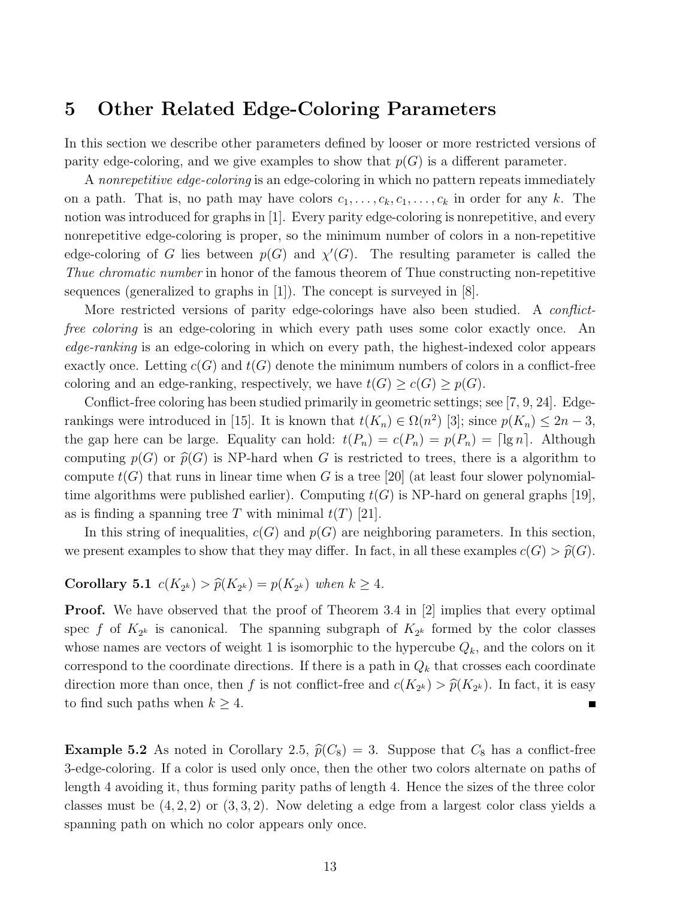## 5 Other Related Edge-Coloring Parameters

In this section we describe other parameters defined by looser or more restricted versions of parity edge-coloring, and we give examples to show that $p(G)$ is a different parameter.

A *nonrepetitive edge-coloring* is an edge-coloring in which no pattern repeats immediately on a path. That is, no path may have colors $c_1, \ldots, c_k, c_1, \ldots, c_k$ in order for any $k$. The notion was introduced for graphs in [1]. Every parity edge-coloring is nonrepetitive, and every nonrepetitive edge-coloring is proper, so the minimum number of colors in a non-repetitive edge-coloring of $G$ lies between $p(G)$ and $\chi'(G)$. The resulting parameter is called the *Thue chromatic number* in honor of the famous theorem of Thue constructing non-repetitive sequences (generalized to graphs in [1]). The concept is surveyed in [8].

More restricted versions of parity edge-colorings have also been studied. A *conflict-free coloring* is an edge-coloring in which every path uses some color exactly once. An *edge-ranking* is an edge-coloring in which on every path, the highest-indexed color appears exactly once. Letting $c(G)$ and $t(G)$ denote the minimum numbers of colors in a conflict-free coloring and an edge-ranking, respectively, we have $t(G) \geq c(G) \geq p(G)$.

Conflict-free coloring has been studied primarily in geometric settings; see [7, 9, 24]. Edge-rankings were introduced in [15]. It is known that $t(K_n) \in \Omega(n^2)$ [3]; since $p(K_n) \leq 2n - 3$, the gap here can be large. Equality can hold: $t(P_n) = c(P_n) = p(P_n) = \lceil \lg n \rceil$. Although computing $p(G)$ or $\widehat{p}(G)$ is NP-hard when $G$ is restricted to trees, there is a algorithm to compute $t(G)$ that runs in linear time when $G$ is a tree [20] (at least four slower polynomial-time algorithms were published earlier). Computing $t(G)$ is NP-hard on general graphs [19], as is finding a spanning tree $T$ with minimal $t(T)$ [21].

In this string of inequalities, $c(G)$ and $p(G)$ are neighboring parameters. In this section, we present examples to show that they may differ. In fact, in all these examples $c(G) > \widehat{p}(G)$.

**Corollary 5.1** *$c(K_{2^k}) > \widehat{p}(K_{2^k}) = p(K_{2^k})$ when $k \geq 4$.*

**Proof.** We have observed that the proof of Theorem 3.4 in [2] implies that every optimal spec $f$ of $K_{2^k}$ is canonical. The spanning subgraph of $K_{2^k}$ formed by the color classes whose names are vectors of weight 1 is isomorphic to the hypercube $Q_k$, and the colors on it correspond to the coordinate directions. If there is a path in $Q_k$ that crosses each coordinate direction more than once, then $f$ is not conflict-free and $c(K_{2^k}) > \widehat{p}(K_{2^k})$. In fact, it is easy to find such paths when $k \geq 4$. ∎

**Example 5.2** As noted in Corollary 2.5, $\widehat{p}(C_8) = 3$. Suppose that $C_8$ has a conflict-free 3-edge-coloring. If a color is used only once, then the other two colors alternate on paths of length 4 avoiding it, thus forming parity paths of length 4. Hence the sizes of the three color classes must be $(4, 2, 2)$ or $(3, 3, 2)$. Now deleting a edge from a largest color class yields a spanning path on which no color appears only once.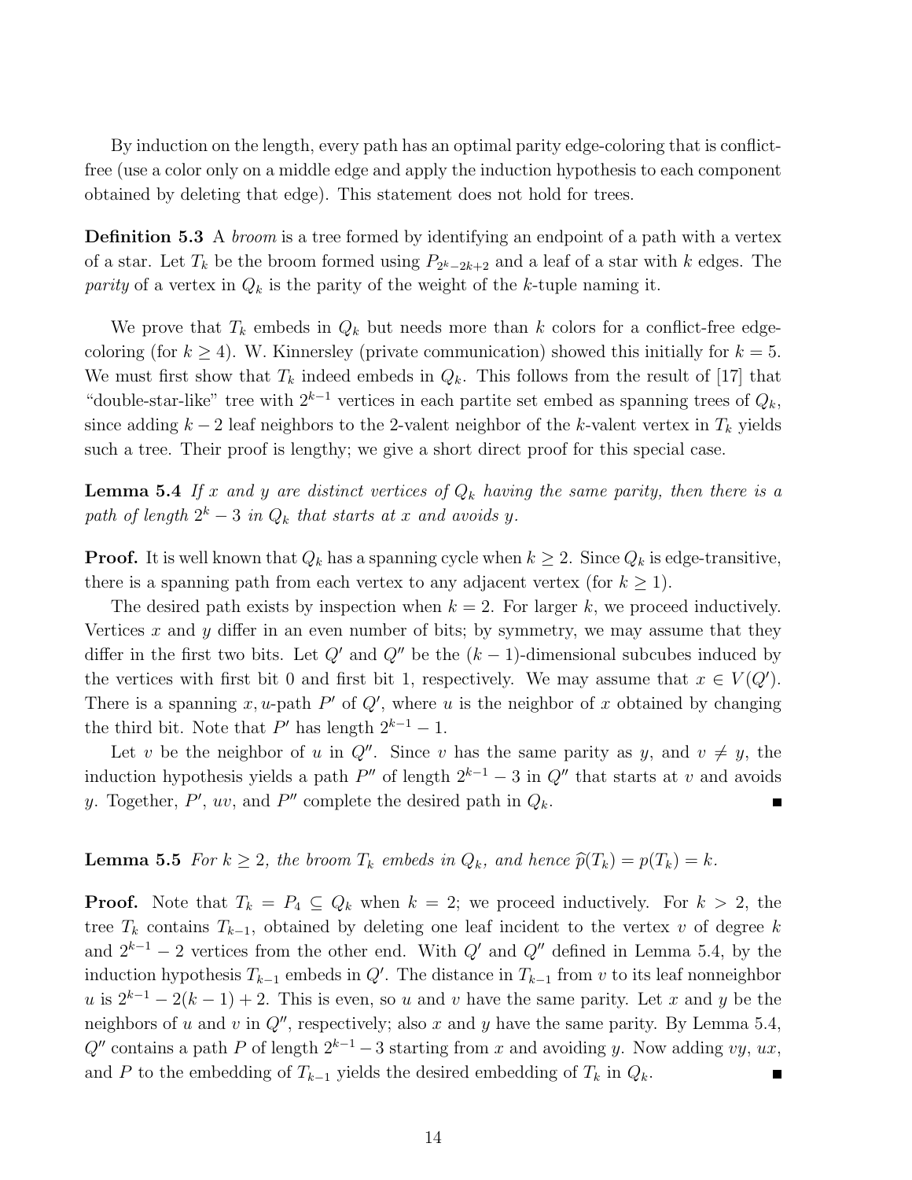By induction on the length, every path has an optimal parity edge-coloring that is conflict-free (use a color only on a middle edge and apply the induction hypothesis to each component obtained by deleting that edge). This statement does not hold for trees.

**Definition 5.3** A *broom* is a tree formed by identifying an endpoint of a path with a vertex of a star. Let $T_k$ be the broom formed using $P_{2^k-2k+2}$ and a leaf of a star with $k$ edges. The *parity* of a vertex in $Q_k$ is the parity of the weight of the $k$-tuple naming it.

We prove that $T_k$ embeds in $Q_k$ but needs more than $k$ colors for a conflict-free edge-coloring (for $k \geq 4$). W. Kinnersley (private communication) showed this initially for $k = 5$. We must first show that $T_k$ indeed embeds in $Q_k$. This follows from the result of [17] that "double-star-like" tree with $2^{k-1}$ vertices in each partite set embed as spanning trees of $Q_k$, since adding $k-2$ leaf neighbors to the 2-valent neighbor of the $k$-valent vertex in $T_k$ yields such a tree. Their proof is lengthy; we give a short direct proof for this special case.

**Lemma 5.4** *If $x$ and $y$ are distinct vertices of $Q_k$ having the same parity, then there is a path of length $2^k - 3$ in $Q_k$ that starts at $x$ and avoids $y$.*

**Proof.** It is well known that $Q_k$ has a spanning cycle when $k \geq 2$. Since $Q_k$ is edge-transitive, there is a spanning path from each vertex to any adjacent vertex (for $k \geq 1$).

The desired path exists by inspection when $k = 2$. For larger $k$, we proceed inductively. Vertices $x$ and $y$ differ in an even number of bits; by symmetry, we may assume that they differ in the first two bits. Let $Q'$ and $Q''$ be the $(k-1)$-dimensional subcubes induced by the vertices with first bit 0 and first bit 1, respectively. We may assume that $x \in V(Q')$. There is a spanning $x, u$-path $P'$ of $Q'$, where $u$ is the neighbor of $x$ obtained by changing the third bit. Note that $P'$ has length $2^{k-1} - 1$.

Let $v$ be the neighbor of $u$ in $Q''$. Since $v$ has the same parity as $y$, and $v \neq y$, the induction hypothesis yields a path $P''$ of length $2^{k-1} - 3$ in $Q''$ that starts at $v$ and avoids $y$. Together, $P'$, $uv$, and $P''$ complete the desired path in $Q_k$. ∎

**Lemma 5.5** *For $k \geq 2$, the broom $T_k$ embeds in $Q_k$, and hence $\widehat{p}(T_k) = p(T_k) = k$.*

**Proof.** Note that $T_k = P_4 \subseteq Q_k$ when $k = 2$; we proceed inductively. For $k > 2$, the tree $T_k$ contains $T_{k-1}$, obtained by deleting one leaf incident to the vertex $v$ of degree $k$ and $2^{k-1} - 2$ vertices from the other end. With $Q'$ and $Q''$ defined in Lemma 5.4, by the induction hypothesis $T_{k-1}$ embeds in $Q'$. The distance in $T_{k-1}$ from $v$ to its leaf nonneighbor $u$ is $2^{k-1} - 2(k-1) + 2$. This is even, so $u$ and $v$ have the same parity. Let $x$ and $y$ be the neighbors of $u$ and $v$ in $Q''$, respectively; also $x$ and $y$ have the same parity. By Lemma 5.4, $Q''$ contains a path $P$ of length $2^{k-1} - 3$ starting from $x$ and avoiding $y$. Now adding $vy$, $ux$, and $P$ to the embedding of $T_{k-1}$ yields the desired embedding of $T_k$ in $Q_k$. ∎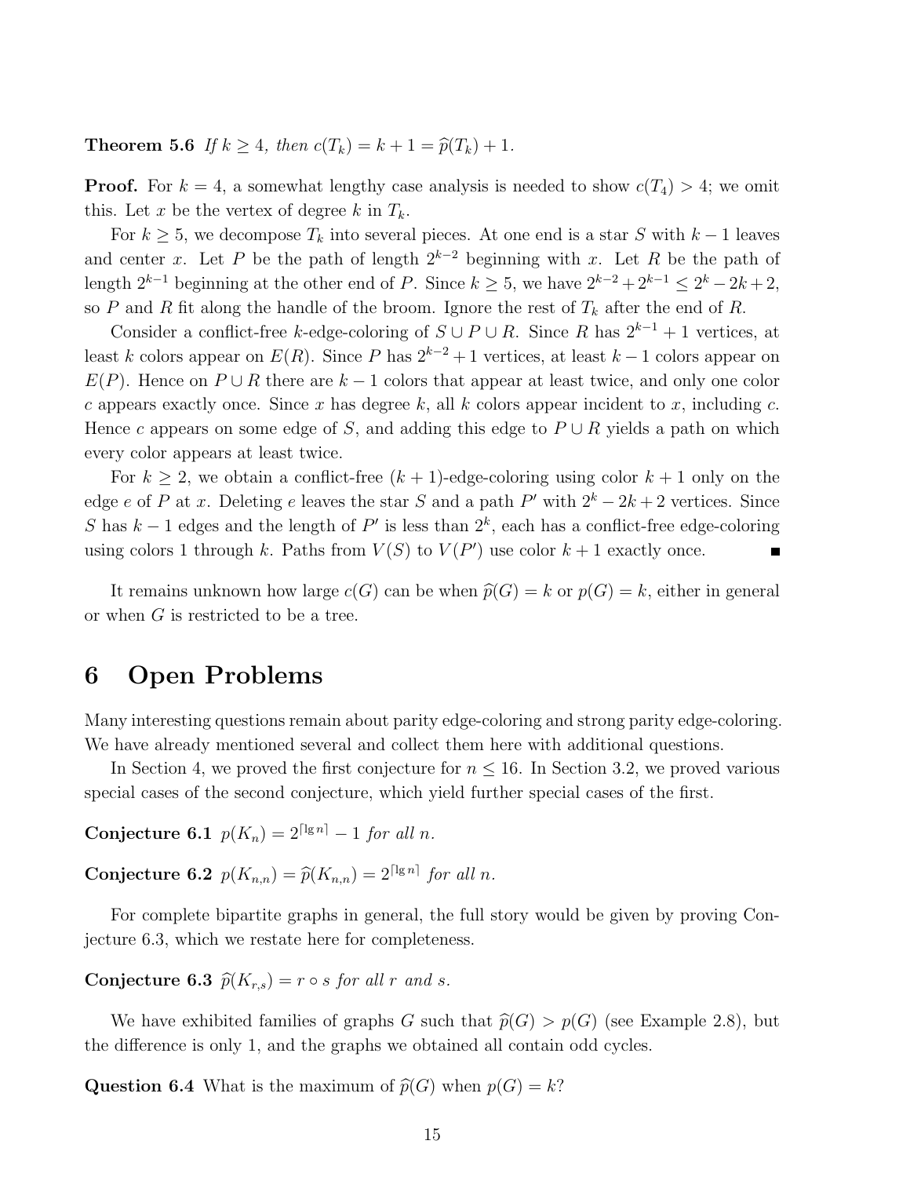**Theorem 5.6** *If $k \geq 4$, then $c(T_k) = k + 1 = \widehat{p}(T_k) + 1$.*

**Proof.** For $k = 4$, a somewhat lengthy case analysis is needed to show $c(T_4) > 4$; we omit this. Let $x$ be the vertex of degree $k$ in $T_k$.

For $k \geq 5$, we decompose $T_k$ into several pieces. At one end is a star $S$ with $k - 1$ leaves and center $x$. Let $P$ be the path of length $2^{k-2}$ beginning with $x$. Let $R$ be the path of length $2^{k-1}$ beginning at the other end of $P$. Since $k \geq 5$, we have $2^{k-2} + 2^{k-1} \leq 2^k - 2k + 2$, so $P$ and $R$ fit along the handle of the broom. Ignore the rest of $T_k$ after the end of $R$.

Consider a conflict-free $k$-edge-coloring of $S \cup P \cup R$. Since $R$ has $2^{k-1} + 1$ vertices, at least $k$ colors appear on $E(R)$. Since $P$ has $2^{k-2} + 1$ vertices, at least $k - 1$ colors appear on $E(P)$. Hence on $P \cup R$ there are $k - 1$ colors that appear at least twice, and only one color $c$ appears exactly once. Since $x$ has degree $k$, all $k$ colors appear incident to $x$, including $c$. Hence $c$ appears on some edge of $S$, and adding this edge to $P \cup R$ yields a path on which every color appears at least twice.

For $k \geq 2$, we obtain a conflict-free $(k + 1)$-edge-coloring using color $k + 1$ only on the edge $e$ of $P$ at $x$. Deleting $e$ leaves the star $S$ and a path $P'$ with $2^k - 2k + 2$ vertices. Since $S$ has $k - 1$ edges and the length of $P'$ is less than $2^k$, each has a conflict-free edge-coloring using colors 1 through $k$. Paths from $V(S)$ to $V(P')$ use color $k + 1$ exactly once. ∎

It remains unknown how large $c(G)$ can be when $\widehat{p}(G) = k$ or $p(G) = k$, either in general or when $G$ is restricted to be a tree.

## 6 Open Problems

Many interesting questions remain about parity edge-coloring and strong parity edge-coloring. We have already mentioned several and collect them here with additional questions.

In Section 4, we proved the first conjecture for $n \leq 16$. In Section 3.2, we proved various special cases of the second conjecture, which yield further special cases of the first.

**Conjecture 6.1** *$p(K_n) = 2^{\lceil \lg n \rceil} - 1$ for all $n$.*

**Conjecture 6.2** *$p(K_{n,n}) = \widehat{p}(K_{n,n}) = 2^{\lceil \lg n \rceil}$ for all $n$.*

For complete bipartite graphs in general, the full story would be given by proving Conjecture 6.3, which we restate here for completeness.

**Conjecture 6.3** *$\widehat{p}(K_{r,s}) = r \circ s$ for all $r$ and $s$.*

We have exhibited families of graphs $G$ such that $\widehat{p}(G) > p(G)$ (see Example 2.8), but the difference is only 1, and the graphs we obtained all contain odd cycles.

**Question 6.4** What is the maximum of $\widehat{p}(G)$ when $p(G) = k$?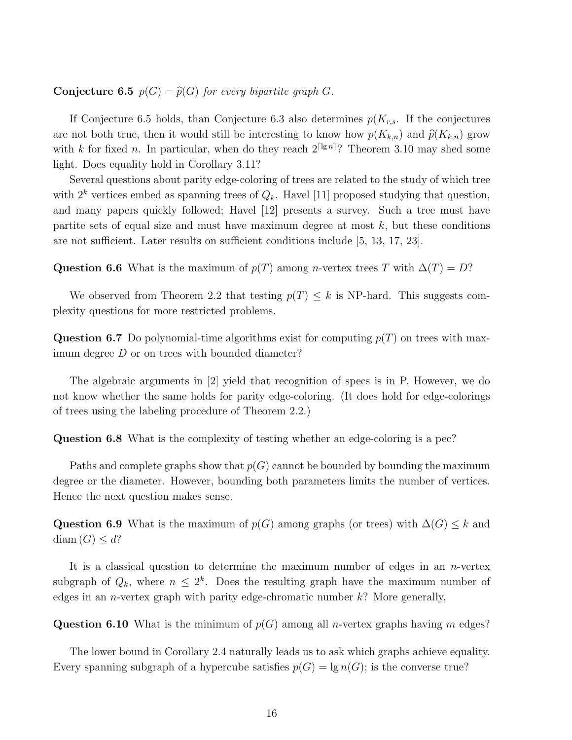**Conjecture 6.5** *$p(G) = \widehat{p}(G)$ for every bipartite graph $G$.*

If Conjecture 6.5 holds, than Conjecture 6.3 also determines $p(K_{r,s}$. If the conjectures are not both true, then it would still be interesting to know how $p(K_{k,n})$ and $\widehat{p}(K_{k,n})$ grow with $k$ for fixed $n$. In particular, when do they reach $2^{\lceil \lg n \rceil}$? Theorem 3.10 may shed some light. Does equality hold in Corollary 3.11?

Several questions about parity edge-coloring of trees are related to the study of which tree with $2^k$ vertices embed as spanning trees of $Q_k$. Havel [11] proposed studying that question, and many papers quickly followed; Havel [12] presents a survey. Such a tree must have partite sets of equal size and must have maximum degree at most $k$, but these conditions are not sufficient. Later results on sufficient conditions include [5, 13, 17, 23].

**Question 6.6** What is the maximum of $p(T)$ among $n$-vertex trees $T$ with $\Delta(T) = D$?

We observed from Theorem 2.2 that testing $p(T) \leq k$ is NP-hard. This suggests complexity questions for more restricted problems.

**Question 6.7** Do polynomial-time algorithms exist for computing $p(T)$ on trees with maximum degree $D$ or on trees with bounded diameter?

The algebraic arguments in [2] yield that recognition of specs is in P. However, we do not know whether the same holds for parity edge-coloring. (It does hold for edge-colorings of trees using the labeling procedure of Theorem 2.2.)

**Question 6.8** What is the complexity of testing whether an edge-coloring is a pec?

Paths and complete graphs show that $p(G)$ cannot be bounded by bounding the maximum degree or the diameter. However, bounding both parameters limits the number of vertices. Hence the next question makes sense.

**Question 6.9** What is the maximum of $p(G)$ among graphs (or trees) with $\Delta(G) \leq k$ and $\operatorname{diam}(G) \leq d$?

It is a classical question to determine the maximum number of edges in an $n$-vertex subgraph of $Q_k$, where $n \leq 2^k$. Does the resulting graph have the maximum number of edges in an $n$-vertex graph with parity edge-chromatic number $k$? More generally,

**Question 6.10** What is the minimum of $p(G)$ among all $n$-vertex graphs having $m$ edges?

The lower bound in Corollary 2.4 naturally leads us to ask which graphs achieve equality. Every spanning subgraph of a hypercube satisfies $p(G) = \lg n(G)$; is the converse true?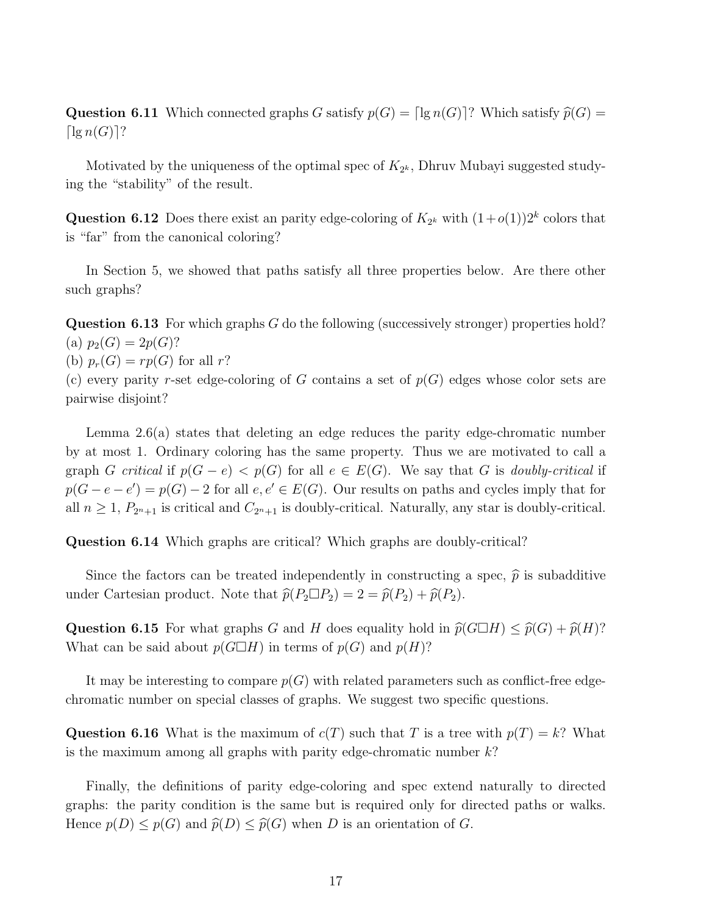**Question 6.11** Which connected graphs $G$ satisfy $p(G) = \lceil \lg n(G) \rceil$? Which satisfy $\widehat{p}(G) = \lceil \lg n(G) \rceil$?

Motivated by the uniqueness of the optimal spec of $K_{2^k}$, Dhruv Mubayi suggested studying the "stability" of the result.

**Question 6.12** Does there exist an parity edge-coloring of $K_{2^k}$ with $(1+o(1))2^k$ colors that is "far" from the canonical coloring?

In Section 5, we showed that paths satisfy all three properties below. Are there other such graphs?

**Question 6.13** For which graphs $G$ do the following (successively stronger) properties hold?
(a) $p_2(G) = 2p(G)$?
(b) $p_r(G) = rp(G)$ for all $r$?
(c) every parity $r$-set edge-coloring of $G$ contains a set of $p(G)$ edges whose color sets are pairwise disjoint?

Lemma 2.6(a) states that deleting an edge reduces the parity edge-chromatic number by at most 1. Ordinary coloring has the same property. Thus we are motivated to call a graph $G$ *critical* if $p(G-e) < p(G)$ for all $e \in E(G)$. We say that $G$ is *doubly-critical* if $p(G-e-e') = p(G) - 2$ for all $e, e' \in E(G)$. Our results on paths and cycles imply that for all $n \geq 1$, $P_{2^n+1}$ is critical and $C_{2^n+1}$ is doubly-critical. Naturally, any star is doubly-critical.

**Question 6.14** Which graphs are critical? Which graphs are doubly-critical?

Since the factors can be treated independently in constructing a spec, $\widehat{p}$ is subadditive under Cartesian product. Note that $\widehat{p}(P_2 \square P_2) = 2 = \widehat{p}(P_2) + \widehat{p}(P_2)$.

**Question 6.15** For what graphs $G$ and $H$ does equality hold in $\widehat{p}(G \square H) \leq \widehat{p}(G) + \widehat{p}(H)$? What can be said about $p(G \square H)$ in terms of $p(G)$ and $p(H)$?

It may be interesting to compare $p(G)$ with related parameters such as conflict-free edge-chromatic number on special classes of graphs. We suggest two specific questions.

**Question 6.16** What is the maximum of $c(T)$ such that $T$ is a tree with $p(T) = k$? What is the maximum among all graphs with parity edge-chromatic number $k$?

Finally, the definitions of parity edge-coloring and spec extend naturally to directed graphs: the parity condition is the same but is required only for directed paths or walks. Hence $p(D) \leq p(G)$ and $\widehat{p}(D) \leq \widehat{p}(G)$ when $D$ is an orientation of $G$.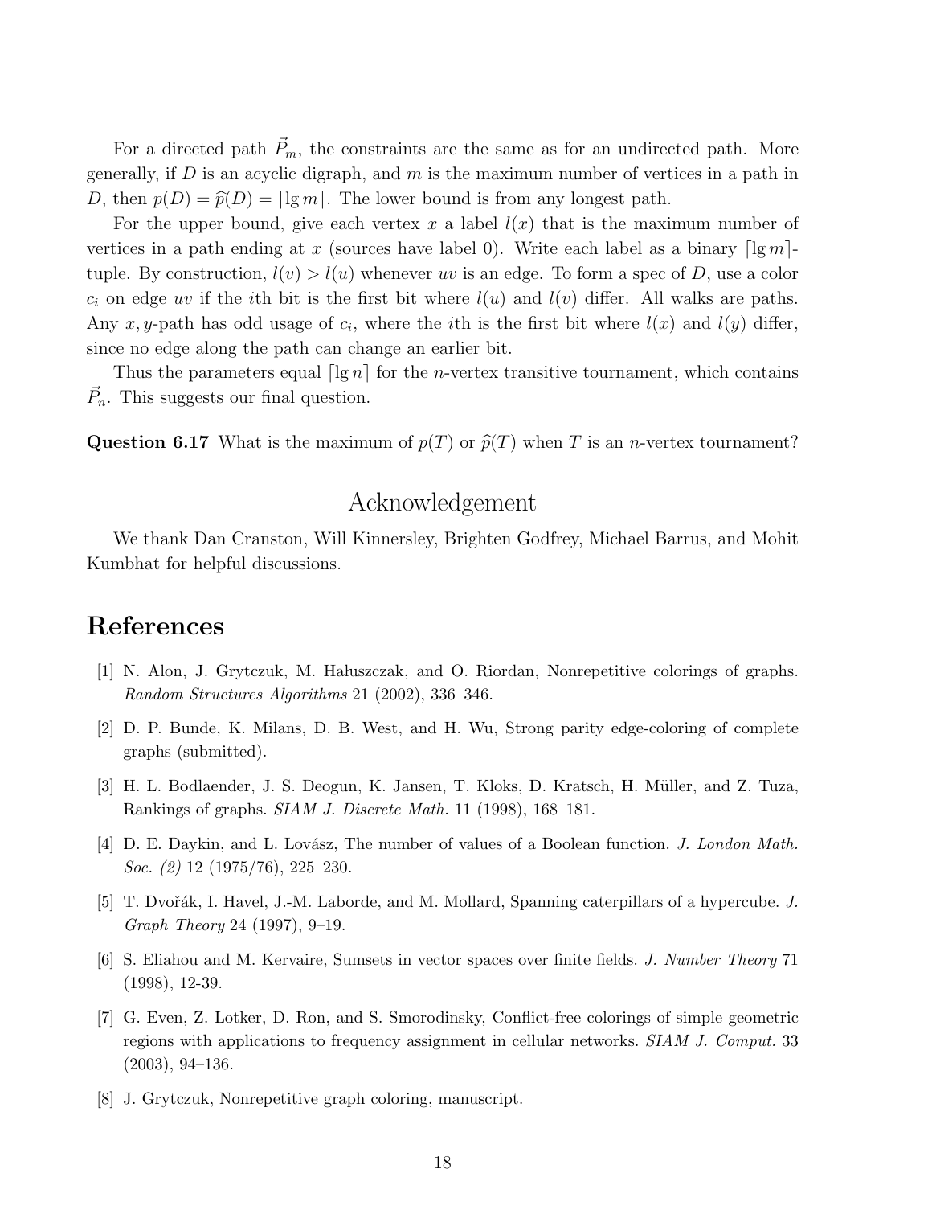For a directed path $\vec{P}_m$, the constraints are the same as for an undirected path. More generally, if $D$ is an acyclic digraph, and $m$ is the maximum number of vertices in a path in $D$, then $p(D) = \widehat{p}(D) = \lceil \lg m \rceil$. The lower bound is from any longest path.

For the upper bound, give each vertex $x$ a label $l(x)$ that is the maximum number of vertices in a path ending at $x$ (sources have label 0). Write each label as a binary $\lceil \lg m \rceil$-tuple. By construction, $l(v) > l(u)$ whenever $uv$ is an edge. To form a spec of $D$, use a color $c_i$ on edge $uv$ if the $i$th bit is the first bit where $l(u)$ and $l(v)$ differ. All walks are paths. Any $x, y$-path has odd usage of $c_i$, where the $i$th is the first bit where $l(x)$ and $l(y)$ differ, since no edge along the path can change an earlier bit.

Thus the parameters equal $\lceil \lg n \rceil$ for the $n$-vertex transitive tournament, which contains $\vec{P}_n$. This suggests our final question.

**Question 6.17** What is the maximum of $p(T)$ or $\widehat{p}(T)$ when $T$ is an $n$-vertex tournament?

## Acknowledgement

We thank Dan Cranston, Will Kinnersley, Brighten Godfrey, Michael Barrus, and Mohit Kumbhat for helpful discussions.

# References

[1] N. Alon, J. Grytczuk, M. Hałuszczak, and O. Riordan, Nonrepetitive colorings of graphs. *Random Structures Algorithms* 21 (2002), 336–346.

[2] D. P. Bunde, K. Milans, D. B. West, and H. Wu, Strong parity edge-coloring of complete graphs (submitted).

[3] H. L. Bodlaender, J. S. Deogun, K. Jansen, T. Kloks, D. Kratsch, H. Müller, and Z. Tuza, Rankings of graphs. *SIAM J. Discrete Math.* 11 (1998), 168–181.

[4] D. E. Daykin, and L. Lovász, The number of values of a Boolean function. *J. London Math. Soc. (2)* 12 (1975/76), 225–230.

[5] T. Dvořák, I. Havel, J.-M. Laborde, and M. Mollard, Spanning caterpillars of a hypercube. *J. Graph Theory* 24 (1997), 9–19.

[6] S. Eliahou and M. Kervaire, Sumsets in vector spaces over finite fields. *J. Number Theory* 71 (1998), 12-39.

[7] G. Even, Z. Lotker, D. Ron, and S. Smorodinsky, Conflict-free colorings of simple geometric regions with applications to frequency assignment in cellular networks. *SIAM J. Comput.* 33 (2003), 94–136.

[8] J. Grytczuk, Nonrepetitive graph coloring, manuscript.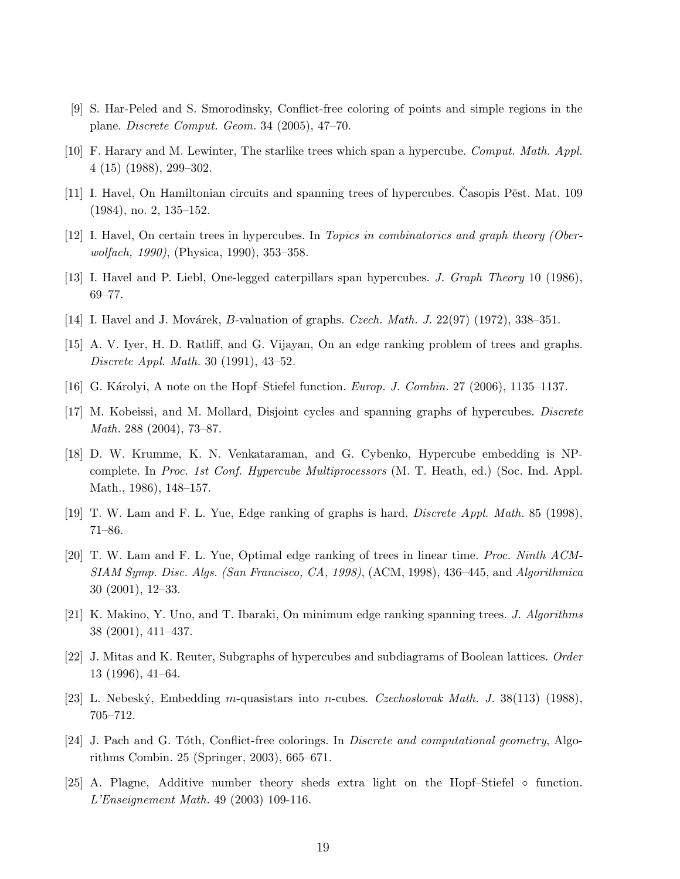[9] S. Har-Peled and S. Smorodinsky, Conflict-free coloring of points and simple regions in the plane. *Discrete Comput. Geom.* 34 (2005), 47–70.

[10] F. Harary and M. Lewinter, The starlike trees which span a hypercube. *Comput. Math. Appl.* 4 (15) (1988), 299–302.

[11] I. Havel, On Hamiltonian circuits and spanning trees of hypercubes. Časopis Pěst. Mat. 109 (1984), no. 2, 135–152.

[12] I. Havel, On certain trees in hypercubes. In *Topics in combinatorics and graph theory (Oberwolfach, 1990)*, (Physica, 1990), 353–358.

[13] I. Havel and P. Liebl, One-legged caterpillars span hypercubes. *J. Graph Theory* 10 (1986), 69–77.

[14] I. Havel and J. Movárek, *B*-valuation of graphs. *Czech. Math. J.* 22(97) (1972), 338–351.

[15] A. V. Iyer, H. D. Ratliff, and G. Vijayan, On an edge ranking problem of trees and graphs. *Discrete Appl. Math.* 30 (1991), 43–52.

[16] G. Károlyi, A note on the Hopf–Stiefel function. *Europ. J. Combin.* 27 (2006), 1135–1137.

[17] M. Kobeissi, and M. Mollard, Disjoint cycles and spanning graphs of hypercubes. *Discrete Math.* 288 (2004), 73–87.

[18] D. W. Krumme, K. N. Venkataraman, and G. Cybenko, Hypercube embedding is NP-complete. In *Proc. 1st Conf. Hypercube Multiprocessors* (M. T. Heath, ed.) (Soc. Ind. Appl. Math., 1986), 148–157.

[19] T. W. Lam and F. L. Yue, Edge ranking of graphs is hard. *Discrete Appl. Math.* 85 (1998), 71–86.

[20] T. W. Lam and F. L. Yue, Optimal edge ranking of trees in linear time. *Proc. Ninth ACM-SIAM Symp. Disc. Algs. (San Francisco, CA, 1998)*, (ACM, 1998), 436–445, and *Algorithmica* 30 (2001), 12–33.

[21] K. Makino, Y. Uno, and T. Ibaraki, On minimum edge ranking spanning trees. *J. Algorithms* 38 (2001), 411–437.

[22] J. Mitas and K. Reuter, Subgraphs of hypercubes and subdiagrams of Boolean lattices. *Order* 13 (1996), 41–64.

[23] L. Nebeský, Embedding $m$-quasistars into $n$-cubes. *Czechoslovak Math. J.* 38(113) (1988), 705–712.

[24] J. Pach and G. Tóth, Conflict-free colorings. In *Discrete and computational geometry*, Algorithms Combin. 25 (Springer, 2003), 665–671.

[25] A. Plagne, Additive number theory sheds extra light on the Hopf–Stiefel $\circ$ function. *L'Enseignement Math.* 49 (2003) 109-116.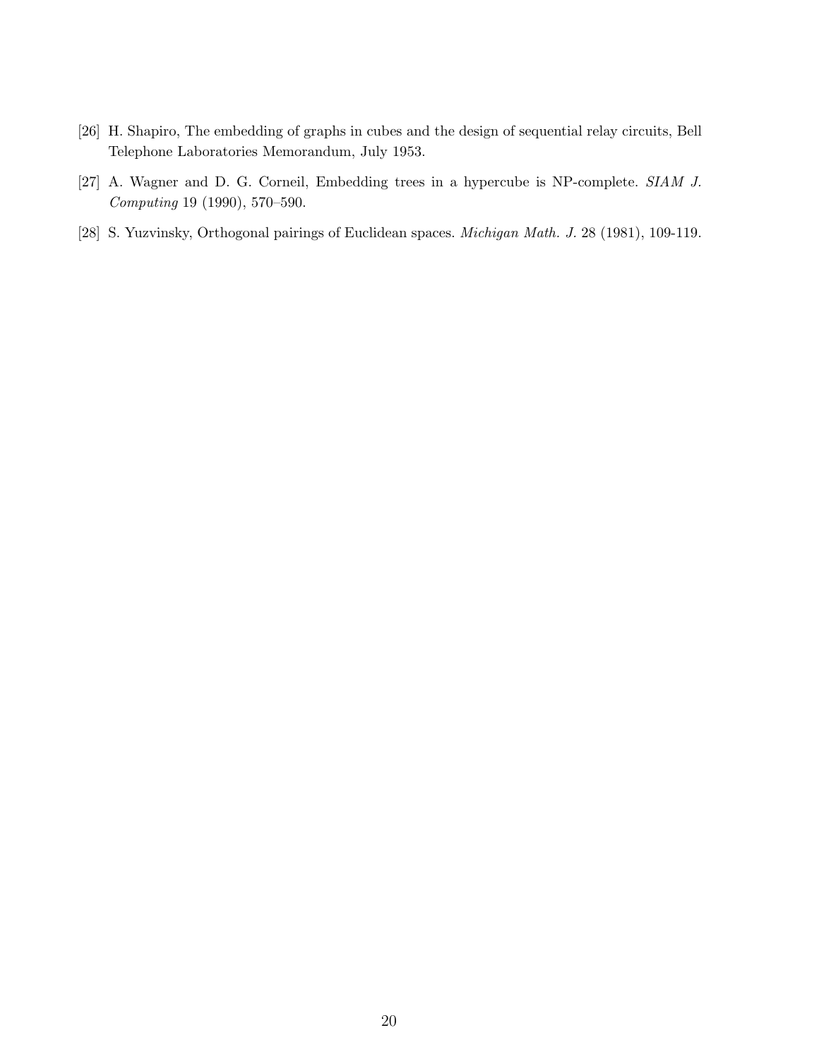[26] H. Shapiro, The embedding of graphs in cubes and the design of sequential relay circuits, Bell Telephone Laboratories Memorandum, July 1953.

[27] A. Wagner and D. G. Corneil, Embedding trees in a hypercube is NP-complete. *SIAM J. Computing* 19 (1990), 570–590.

[28] S. Yuzvinsky, Orthogonal pairings of Euclidean spaces. *Michigan Math. J.* 28 (1981), 109-119.